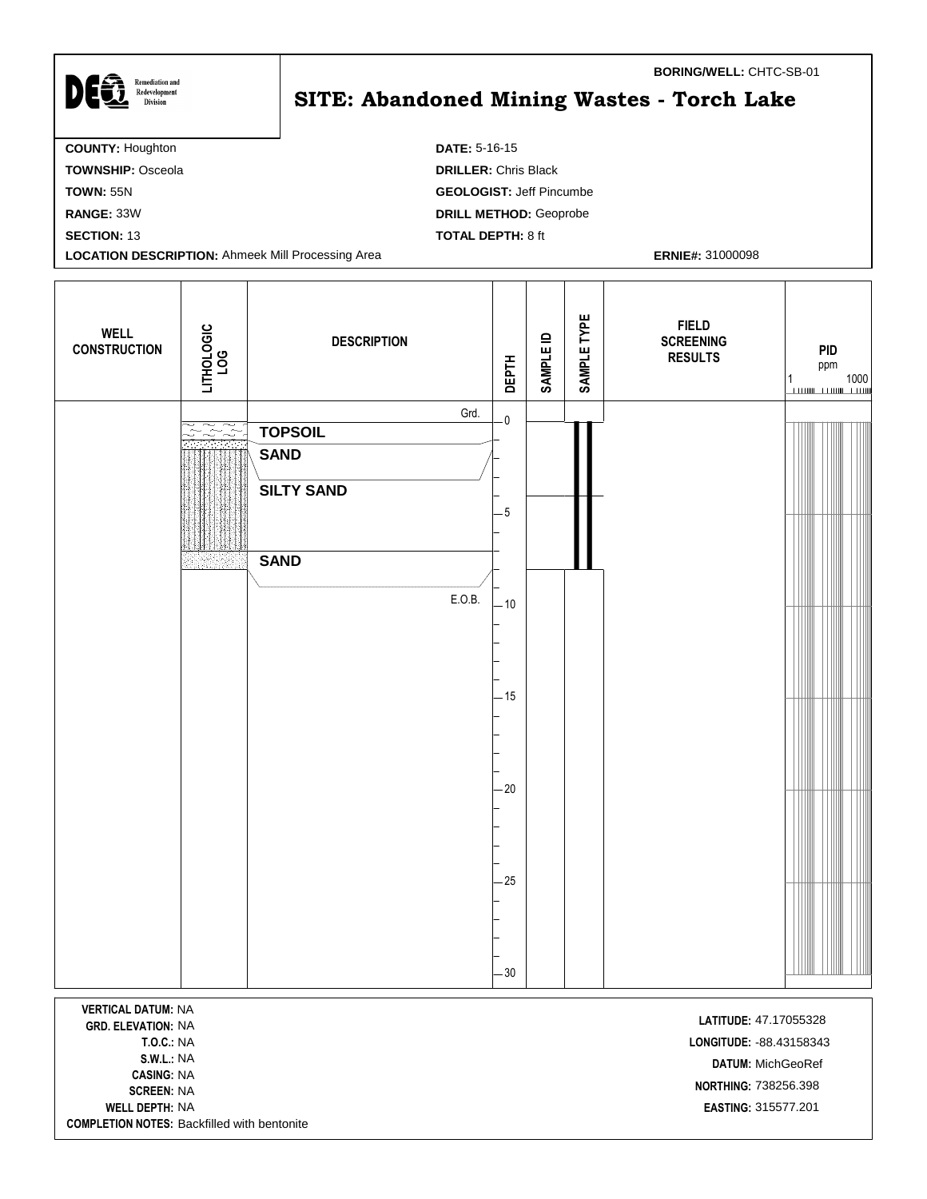DEQ Remediation and Redevelopment Division

**BORING/WELL:** CHTC-SB-01

# SITE: Abandoned Mining Wastes - Torch Lake

**COUNTY:** Houghton
**TOWNSHIP:** Osceola
**TOWN:** 55N
**RANGE:** 33W
**SECTION:** 13
**LOCATION DESCRIPTION:** Ahmeek Mill Processing Area

**DATE:** 5-16-15
**DRILLER:** Chris Black
**GEOLOGIST:** Jeff Pincumbe
**DRILL METHOD:** Geoprobe
**TOTAL DEPTH:** 8 ft
**ERNIE#:** 31000098

| WELL CONSTRUCTION | LITHOLOGIC LOG | DESCRIPTION | DEPTH | SAMPLE ID | SAMPLE TYPE | FIELD SCREENING RESULTS | PID ppm (1 – 1000) |
|---|---|---|---|---|---|---|---|
| | | Grd. | 0 | | | | |
| | | **TOPSOIL** | | | | | |
| | | **SAND** | | | | | |
| | | **SILTY SAND** | 5 | | | | |
| | | **SAND** | | | | | |
| | | E.O.B. | 10 | | | | |
| | | | 15 | | | | |
| | | | 20 | | | | |
| | | | 25 | | | | |
| | | | 30 | | | | |

**VERTICAL DATUM:** NA
**GRD. ELEVATION:** NA
**T.O.C.:** NA
**S.W.L.:** NA
**CASING:** NA
**SCREEN:** NA
**WELL DEPTH:** NA
**COMPLETION NOTES:** Backfilled with bentonite

**LATITUDE:** 47.17055328
**LONGITUDE:** -88.43158343
**DATUM:** MichGeoRef
**NORTHING:** 738256.398
**EASTING:** 315577.201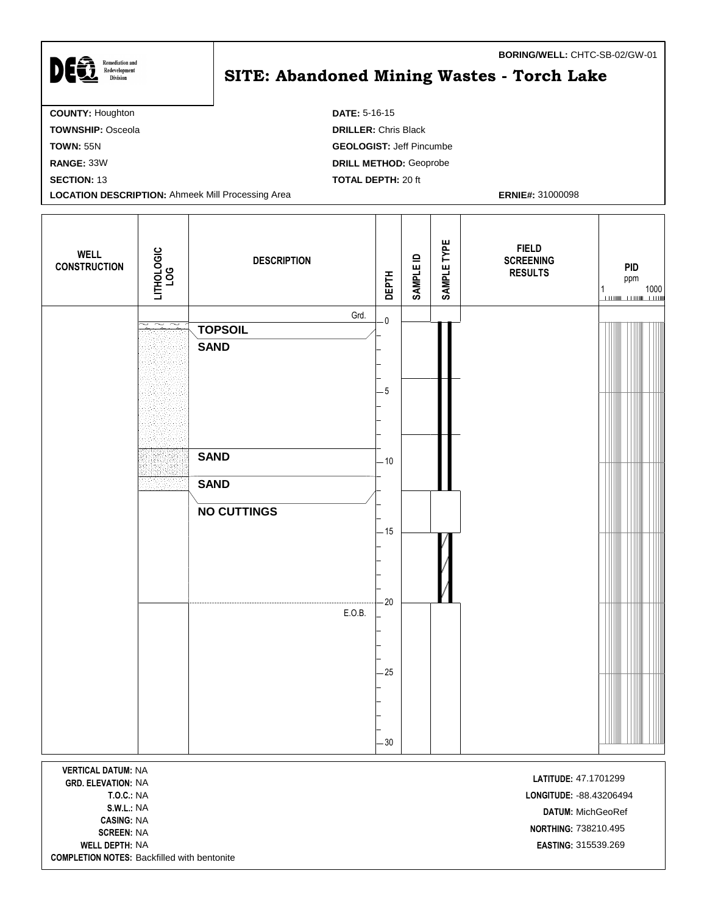**BORING/WELL:** CHTC-SB-02/GW-01

DEQ Remediation and Redevelopment Division

# SITE: Abandoned Mining Wastes - Torch Lake

**COUNTY:** Houghton
**TOWNSHIP:** Osceola
**TOWN:** 55N
**RANGE:** 33W
**SECTION:** 13
**LOCATION DESCRIPTION:** Ahmeek Mill Processing Area

**DATE:** 5-16-15
**DRILLER:** Chris Black
**GEOLOGIST:** Jeff Pincumbe
**DRILL METHOD:** Geoprobe
**TOTAL DEPTH:** 20 ft

**ERNIE#:** 31000098

| WELL CONSTRUCTION | LITHOLOGIC LOG | DESCRIPTION | DEPTH | SAMPLE ID | SAMPLE TYPE | FIELD SCREENING RESULTS | PID ppm (1 – 1000) |
|---|---|---|---|---|---|---|---|
| | | Grd. | 0 | | | | |
| | | **TOPSOIL** | | | | | |
| | | **SAND** | | | | | |
| | | | 5 | | | | |
| | | **SAND** | 10 | | | | |
| | | **SAND** | | | | | |
| | | **NO CUTTINGS** | | | | | |
| | | | 15 | | | | |
| | | | 20 | | | | |
| | | E.O.B. | | | | | |
| | | | 25 | | | | |
| | | | 30 | | | | |

**VERTICAL DATUM:** NA
**GRD. ELEVATION:** NA
**T.O.C.:** NA
**S.W.L.:** NA
**CASING:** NA
**SCREEN:** NA
**WELL DEPTH:** NA
**COMPLETION NOTES:** Backfilled with bentonite

**LATITUDE:** 47.1701299
**LONGITUDE:** -88.43206494
**DATUM:** MichGeoRef
**NORTHING:** 738210.495
**EASTING:** 315539.269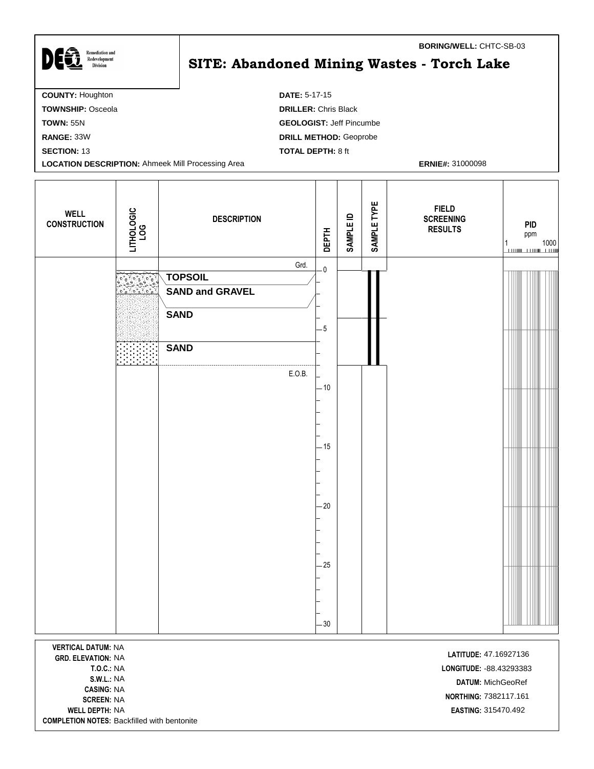**BORING/WELL:** CHTC-SB-03

# SITE: Abandoned Mining Wastes - Torch Lake

Remediation and Redevelopment Division

**COUNTY:** Houghton
**TOWNSHIP:** Osceola
**TOWN:** 55N
**RANGE:** 33W
**SECTION:** 13
**LOCATION DESCRIPTION:** Ahmeek Mill Processing Area

**DATE:** 5-17-15
**DRILLER:** Chris Black
**GEOLOGIST:** Jeff Pincumbe
**DRILL METHOD:** Geoprobe
**TOTAL DEPTH:** 8 ft

**ERNIE#:** 31000098

| WELL CONSTRUCTION | LITHOLOGIC LOG | DESCRIPTION | DEPTH | SAMPLE ID | SAMPLE TYPE | FIELD SCREENING RESULTS | PID ppm (1 – 1000) |
|---|---|---|---|---|---|---|---|
| | | Grd. | 0 | | | | |
| | | **TOPSOIL** | | | | | |
| | | **SAND and GRAVEL** | | | | | |
| | | **SAND** | 5 | | | | |
| | | **SAND** | | | | | |
| | | E.O.B. | 10 | | | | |
| | | | 15 | | | | |
| | | | 20 | | | | |
| | | | 25 | | | | |
| | | | 30 | | | | |

**VERTICAL DATUM:** NA
**GRD. ELEVATION:** NA
**T.O.C.:** NA
**S.W.L.:** NA
**CASING:** NA
**SCREEN:** NA
**WELL DEPTH:** NA
**COMPLETION NOTES:** Backfilled with bentonite

**LATITUDE:** 47.16927136
**LONGITUDE:** -88.43293383
**DATUM:** MichGeoRef
**NORTHING:** 7382117.161
**EASTING:** 315470.492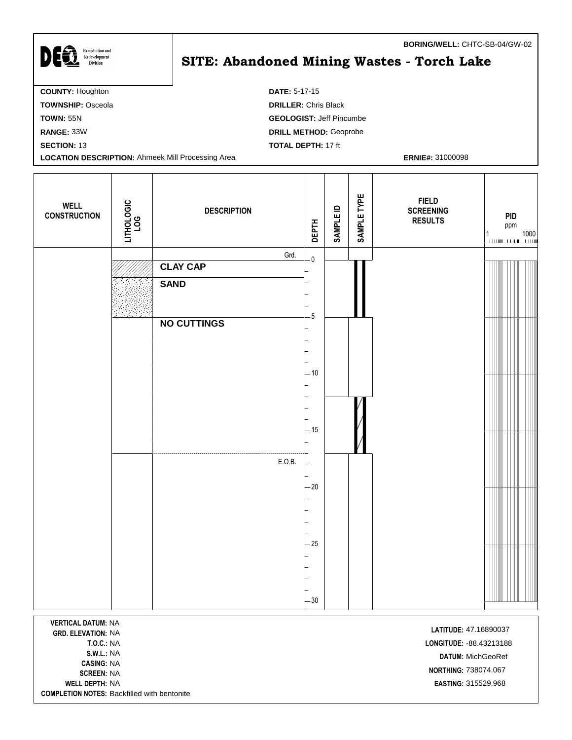**BORING/WELL:** CHTC-SB-04/GW-02

DEQ Remediation and Redevelopment Division

# SITE: Abandoned Mining Wastes - Torch Lake

**COUNTY:** Houghton
**TOWNSHIP:** Osceola
**TOWN:** 55N
**RANGE:** 33W
**SECTION:** 13
**LOCATION DESCRIPTION:** Ahmeek Mill Processing Area

**DATE:** 5-17-15
**DRILLER:** Chris Black
**GEOLOGIST:** Jeff Pincumbe
**DRILL METHOD:** Geoprobe
**TOTAL DEPTH:** 17 ft

**ERNIE#:** 31000098

| WELL CONSTRUCTION | LITHOLOGIC LOG | DESCRIPTION | DEPTH | SAMPLE ID | SAMPLE TYPE | FIELD SCREENING RESULTS | PID ppm (1–1000) |
|---|---|---|---|---|---|---|---|
| | | Grd. | 0 | | | | |
| | Clay | CLAY CAP | | | | | |
| | Sand | SAND | | | | | |
| | | NO CUTTINGS | 5 | | | | |
| | | | 10 | | | | |
| | | | 15 | | | | |
| | | E.O.B. | 17 | | | | |
| | | | 20 | | | | |
| | | | 25 | | | | |
| | | | 30 | | | | |

**VERTICAL DATUM:** NA
**GRD. ELEVATION:** NA
**T.O.C.:** NA
**S.W.L.:** NA
**CASING:** NA
**SCREEN:** NA
**WELL DEPTH:** NA
**COMPLETION NOTES:** Backfilled with bentonite

**LATITUDE:** 47.16890037
**LONGITUDE:** -88.43213188
**DATUM:** MichGeoRef
**NORTHING:** 738074.067
**EASTING:** 315529.968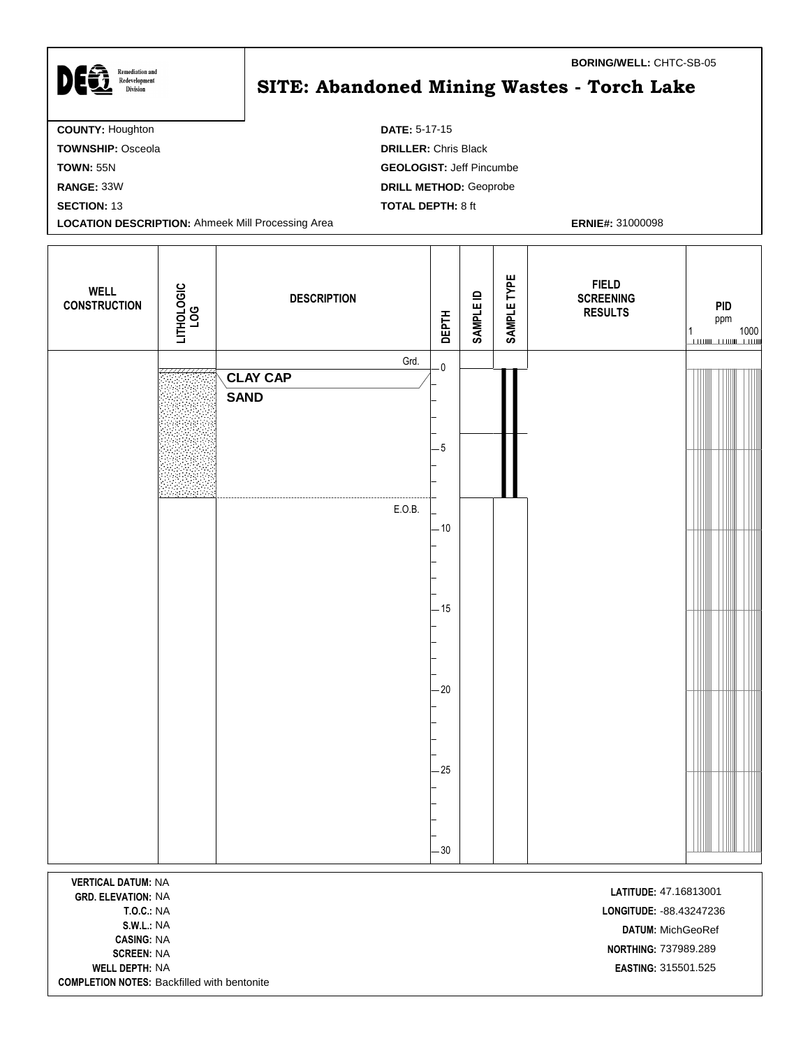**BORING/WELL:** CHTC-SB-05

# SITE: Abandoned Mining Wastes - Torch Lake

DEQ Remediation and Redevelopment Division

**COUNTY:** Houghton
**TOWNSHIP:** Osceola
**TOWN:** 55N
**RANGE:** 33W
**SECTION:** 13
**LOCATION DESCRIPTION:** Ahmeek Mill Processing Area

**DATE:** 5-17-15
**DRILLER:** Chris Black
**GEOLOGIST:** Jeff Pincumbe
**DRILL METHOD:** Geoprobe
**TOTAL DEPTH:** 8 ft

**ERNIE#:** 31000098

| WELL CONSTRUCTION | LITHOLOGIC LOG | DESCRIPTION | DEPTH | SAMPLE ID | SAMPLE TYPE | FIELD SCREENING RESULTS | PID ppm (1–1000) |
|---|---|---|---|---|---|---|---|
| | | Grd. | 0 | | | | |
| | | **CLAY CAP** | | | | | |
| | | **SAND** | | | | | |
| | | | 5 | | | | |
| | | E.O.B. | | | | | |
| | | | 10 | | | | |
| | | | 15 | | | | |
| | | | 20 | | | | |
| | | | 25 | | | | |
| | | | 30 | | | | |

**VERTICAL DATUM:** NA
**GRD. ELEVATION:** NA
**T.O.C.:** NA
**S.W.L.:** NA
**CASING:** NA
**SCREEN:** NA
**WELL DEPTH:** NA
**COMPLETION NOTES:** Backfilled with bentonite

**LATITUDE:** 47.16813001
**LONGITUDE:** -88.43247236
**DATUM:** MichGeoRef
**NORTHING:** 737989.289
**EASTING:** 315501.525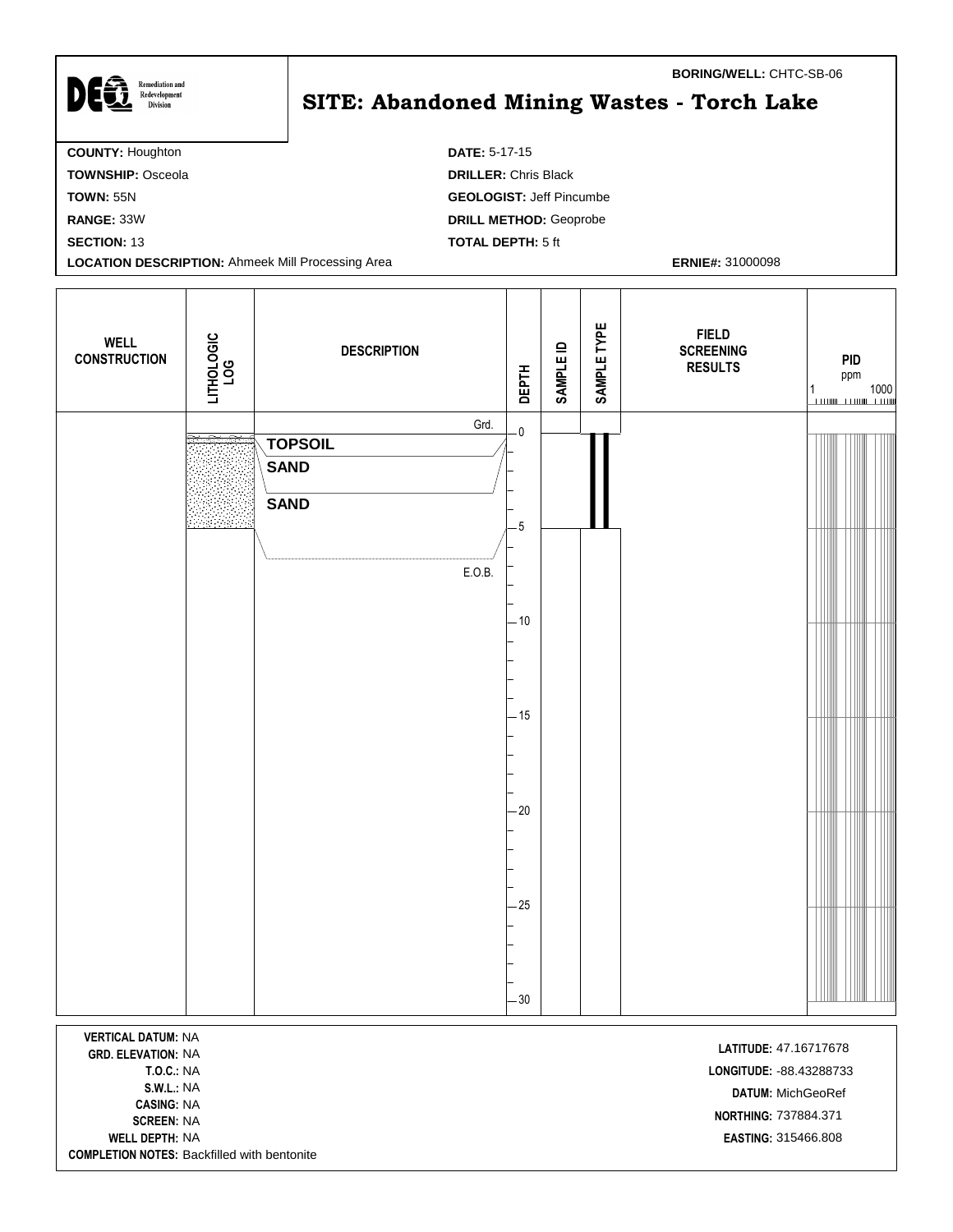**BORING/WELL:** CHTC-SB-06

# SITE: Abandoned Mining Wastes - Torch Lake

DEQ Remediation and Redevelopment Division

**COUNTY:** Houghton
**TOWNSHIP:** Osceola
**TOWN:** 55N
**RANGE:** 33W
**SECTION:** 13
**LOCATION DESCRIPTION:** Ahmeek Mill Processing Area

**DATE:** 5-17-15
**DRILLER:** Chris Black
**GEOLOGIST:** Jeff Pincumbe
**DRILL METHOD:** Geoprobe
**TOTAL DEPTH:** 5 ft

**ERNIE#:** 31000098

| WELL CONSTRUCTION | LITHOLOGIC LOG | DESCRIPTION | DEPTH | SAMPLE ID | SAMPLE TYPE | FIELD SCREENING RESULTS | PID ppm (1–1000) |
|---|---|---|---|---|---|---|---|
| | | Grd. | 0 | | | | |
| | | **TOPSOIL** | | | | | |
| | | **SAND** | | | | | |
| | | **SAND** | | | | | |
| | | | 5 | | | | |
| | | E.O.B. | | | | | |
| | | | 10 | | | | |
| | | | 15 | | | | |
| | | | 20 | | | | |
| | | | 25 | | | | |
| | | | 30 | | | | |

**VERTICAL DATUM:** NA
**GRD. ELEVATION:** NA
**T.O.C.:** NA
**S.W.L.:** NA
**CASING:** NA
**SCREEN:** NA
**WELL DEPTH:** NA
**COMPLETION NOTES:** Backfilled with bentonite

**LATITUDE:** 47.16717678
**LONGITUDE:** -88.43288733
**DATUM:** MichGeoRef
**NORTHING:** 737884.371
**EASTING:** 315466.808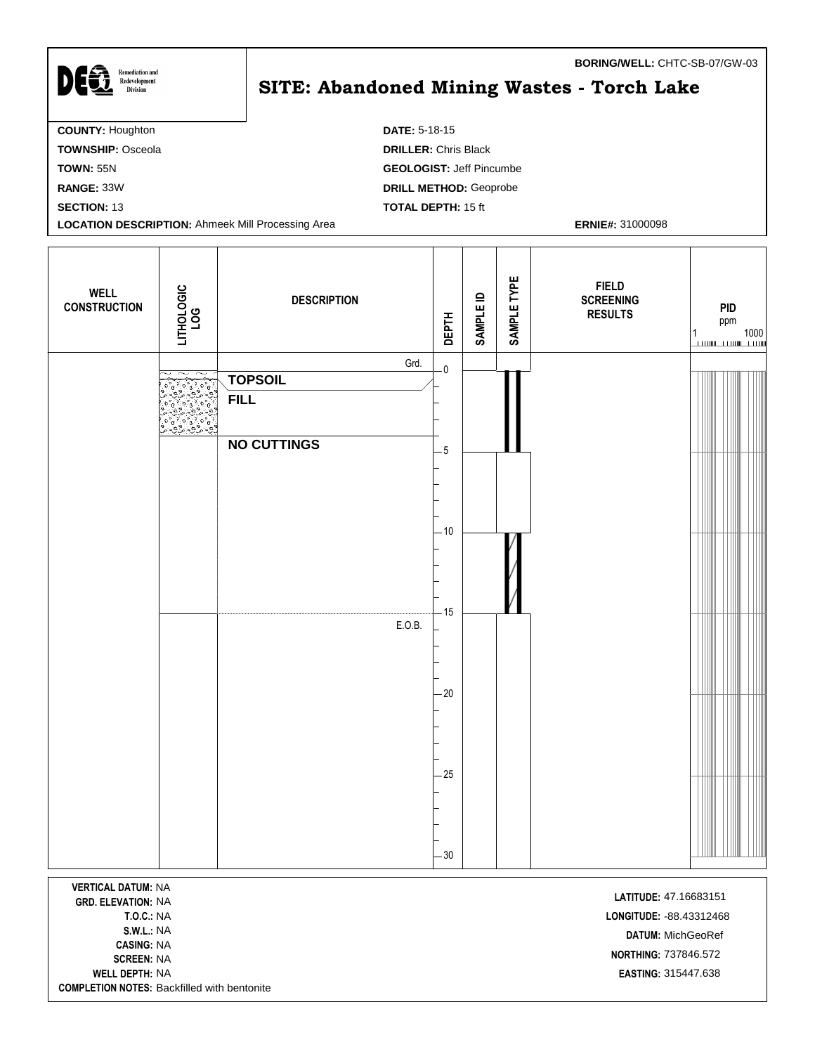**BORING/WELL:** CHTC-SB-07/GW-03

DEQ Remediation and Redevelopment Division

# SITE: Abandoned Mining Wastes - Torch Lake

**COUNTY:** Houghton
**TOWNSHIP:** Osceola
**TOWN:** 55N
**RANGE:** 33W
**SECTION:** 13
**LOCATION DESCRIPTION:** Ahmeek Mill Processing Area

**DATE:** 5-18-15
**DRILLER:** Chris Black
**GEOLOGIST:** Jeff Pincumbe
**DRILL METHOD:** Geoprobe
**TOTAL DEPTH:** 15 ft
**ERNIE#:** 31000098

| WELL CONSTRUCTION | LITHOLOGIC LOG | DESCRIPTION | DEPTH | SAMPLE ID | SAMPLE TYPE | FIELD SCREENING RESULTS | PID ppm (1 – 1000) |
|---|---|---|---|---|---|---|---|
| | | Grd. | 0 | | | | |
| | | TOPSOIL | | | | | |
| | | FILL | | | | | |
| | | NO CUTTINGS | 5 | | | | |
| | | | 10 | | | | |
| | | E.O.B. | 15 | | | | |
| | | | 20 | | | | |
| | | | 25 | | | | |
| | | | 30 | | | | |

**VERTICAL DATUM:** NA
**GRD. ELEVATION:** NA
**T.O.C.:** NA
**S.W.L.:** NA
**CASING:** NA
**SCREEN:** NA
**WELL DEPTH:** NA
**COMPLETION NOTES:** Backfilled with bentonite

**LATITUDE:** 47.16683151
**LONGITUDE:** -88.43312468
**DATUM:** MichGeoRef
**NORTHING:** 737846.572
**EASTING:** 315447.638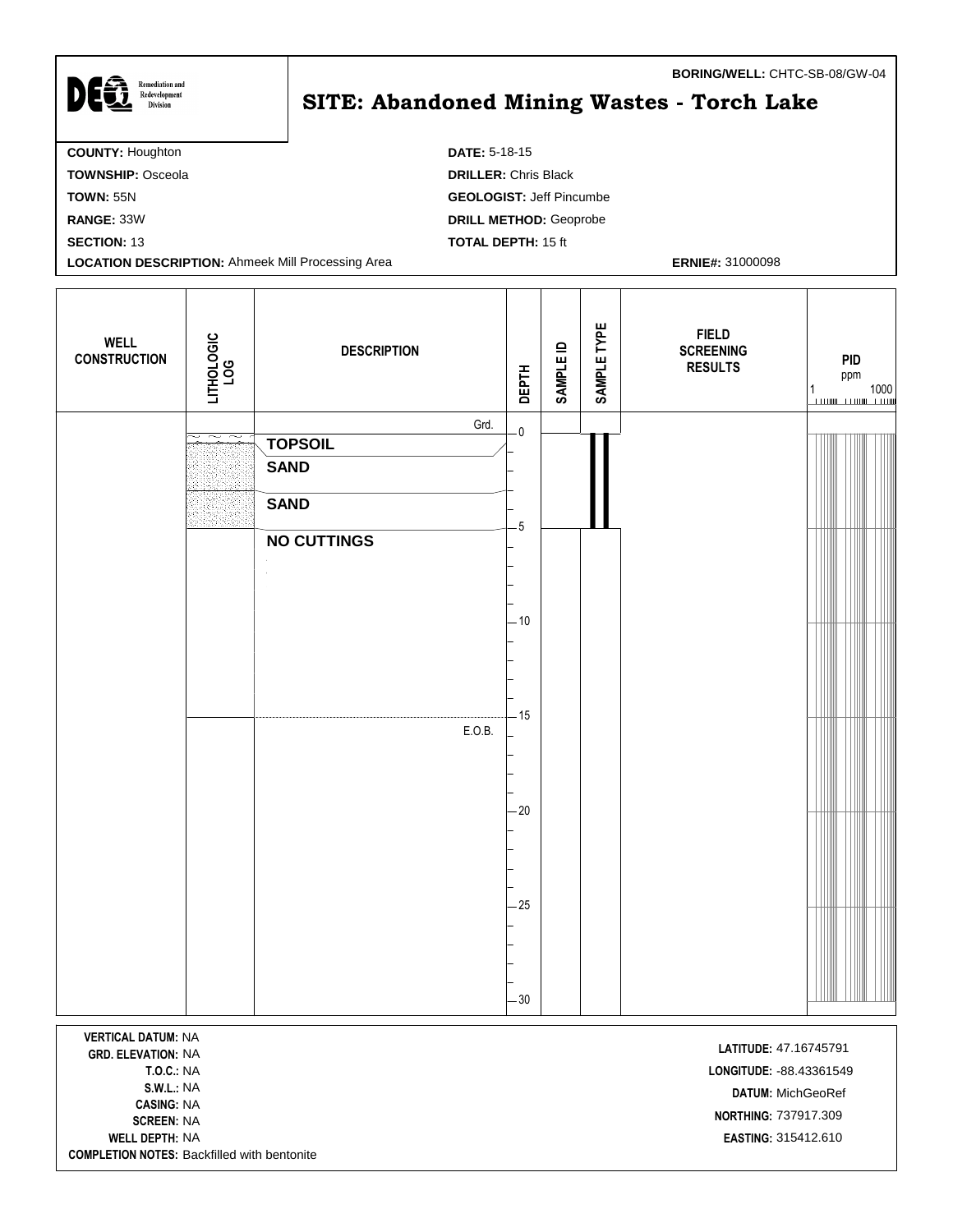**BORING/WELL:** CHTC-SB-08/GW-04

DEQ Remediation and Redevelopment Division

# SITE: Abandoned Mining Wastes - Torch Lake

**COUNTY:** Houghton
**TOWNSHIP:** Osceola
**TOWN:** 55N
**RANGE:** 33W
**SECTION:** 13
**LOCATION DESCRIPTION:** Ahmeek Mill Processing Area

**DATE:** 5-18-15
**DRILLER:** Chris Black
**GEOLOGIST:** Jeff Pincumbe
**DRILL METHOD:** Geoprobe
**TOTAL DEPTH:** 15 ft

**ERNIE#:** 31000098

| WELL CONSTRUCTION | LITHOLOGIC LOG | DESCRIPTION | DEPTH | SAMPLE ID | SAMPLE TYPE | FIELD SCREENING RESULTS | PID ppm (1 – 1000) |
|---|---|---|---|---|---|---|---|
| | | Grd. | 0 | | | | |
| | | **TOPSOIL** | | | | | |
| | | **SAND** | | | | | |
| | | **SAND** | | | | | |
| | | **NO CUTTINGS** | 5 | | | | |
| | | | 10 | | | | |
| | | E.O.B. | 15 | | | | |
| | | | 20 | | | | |
| | | | 25 | | | | |
| | | | 30 | | | | |

**VERTICAL DATUM:** NA
**GRD. ELEVATION:** NA
**T.O.C.:** NA
**S.W.L.:** NA
**CASING:** NA
**SCREEN:** NA
**WELL DEPTH:** NA
**COMPLETION NOTES:** Backfilled with bentonite

**LATITUDE:** 47.16745791
**LONGITUDE:** -88.43361549
**DATUM:** MichGeoRef
**NORTHING:** 737917.309
**EASTING:** 315412.610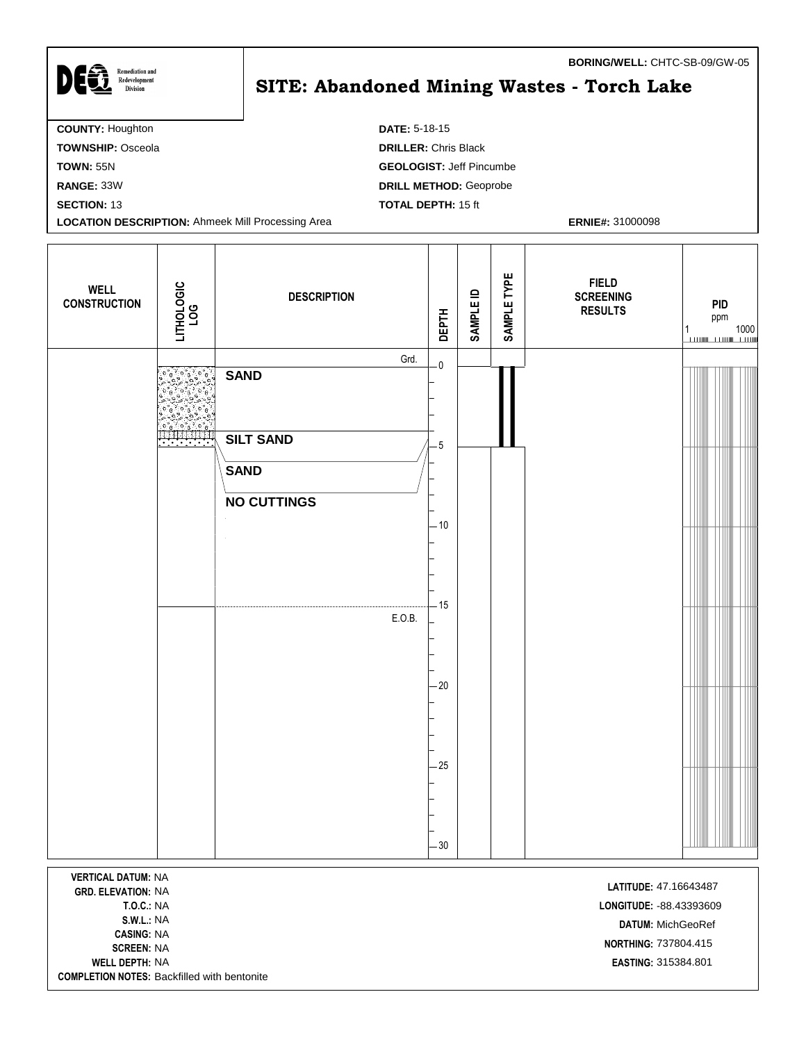**BORING/WELL:** CHTC-SB-09/GW-05

Remediation and Redevelopment Division

# SITE: Abandoned Mining Wastes - Torch Lake

**COUNTY:** Houghton
**TOWNSHIP:** Osceola
**TOWN:** 55N
**RANGE:** 33W
**SECTION:** 13
**LOCATION DESCRIPTION:** Ahmeek Mill Processing Area

**DATE:** 5-18-15
**DRILLER:** Chris Black
**GEOLOGIST:** Jeff Pincumbe
**DRILL METHOD:** Geoprobe
**TOTAL DEPTH:** 15 ft
**ERNIE#:** 31000098

| WELL CONSTRUCTION | LITHOLOGIC LOG | DESCRIPTION | DEPTH | SAMPLE ID | SAMPLE TYPE | FIELD SCREENING RESULTS | PID ppm (1 – 1000) |
|---|---|---|---|---|---|---|---|
| | | Grd. | 0 | | | | |
| | | **SAND** | 0 | | | | |
| | | **SILT SAND** | 5 | | | | |
| | | **SAND** | 5 | | | | |
| | | **NO CUTTINGS** | 10 | | | | |
| | | E.O.B. | 15 | | | | |

**VERTICAL DATUM:** NA
**GRD. ELEVATION:** NA
**T.O.C.:** NA
**S.W.L.:** NA
**CASING:** NA
**SCREEN:** NA
**WELL DEPTH:** NA
**COMPLETION NOTES:** Backfilled with bentonite

**LATITUDE:** 47.16643487
**LONGITUDE:** -88.43393609
**DATUM:** MichGeoRef
**NORTHING:** 737804.415
**EASTING:** 315384.801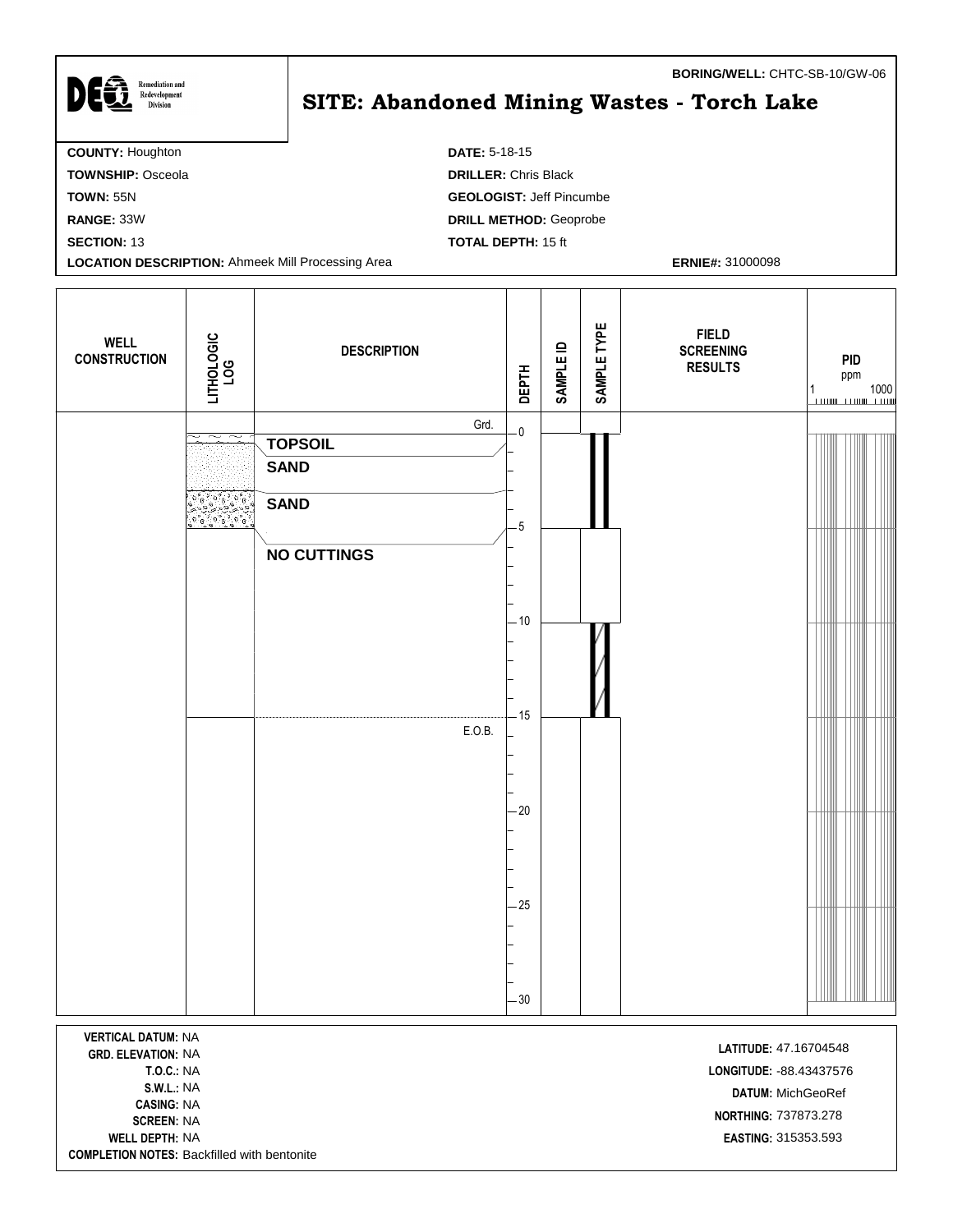**BORING/WELL:** CHTC-SB-10/GW-06

# SITE: Abandoned Mining Wastes - Torch Lake

DEQ Remediation and Redevelopment Division

**COUNTY:** Houghton
**TOWNSHIP:** Osceola
**TOWN:** 55N
**RANGE:** 33W
**SECTION:** 13
**LOCATION DESCRIPTION:** Ahmeek Mill Processing Area

**DATE:** 5-18-15
**DRILLER:** Chris Black
**GEOLOGIST:** Jeff Pincumbe
**DRILL METHOD:** Geoprobe
**TOTAL DEPTH:** 15 ft

**ERNIE#:** 31000098

| WELL CONSTRUCTION | LITHOLOGIC LOG | DESCRIPTION | DEPTH | SAMPLE ID | SAMPLE TYPE | FIELD SCREENING RESULTS | PID ppm (1 – 1000) |
|---|---|---|---|---|---|---|---|
| | | Grd. | 0 | | | | |
| | | **TOPSOIL** | | | | | |
| | | **SAND** | | | | | |
| | | **SAND** | 5 | | | | |
| | | **NO CUTTINGS** | 10 | | | | |
| | | E.O.B. | 15 | | | | |
| | | | 20 | | | | |
| | | | 25 | | | | |
| | | | 30 | | | | |

**VERTICAL DATUM:** NA
**GRD. ELEVATION:** NA
**T.O.C.:** NA
**S.W.L.:** NA
**CASING:** NA
**SCREEN:** NA
**WELL DEPTH:** NA
**COMPLETION NOTES:** Backfilled with bentonite

**LATITUDE:** 47.16704548
**LONGITUDE:** -88.43437576
**DATUM:** MichGeoRef
**NORTHING:** 737873.278
**EASTING:** 315353.593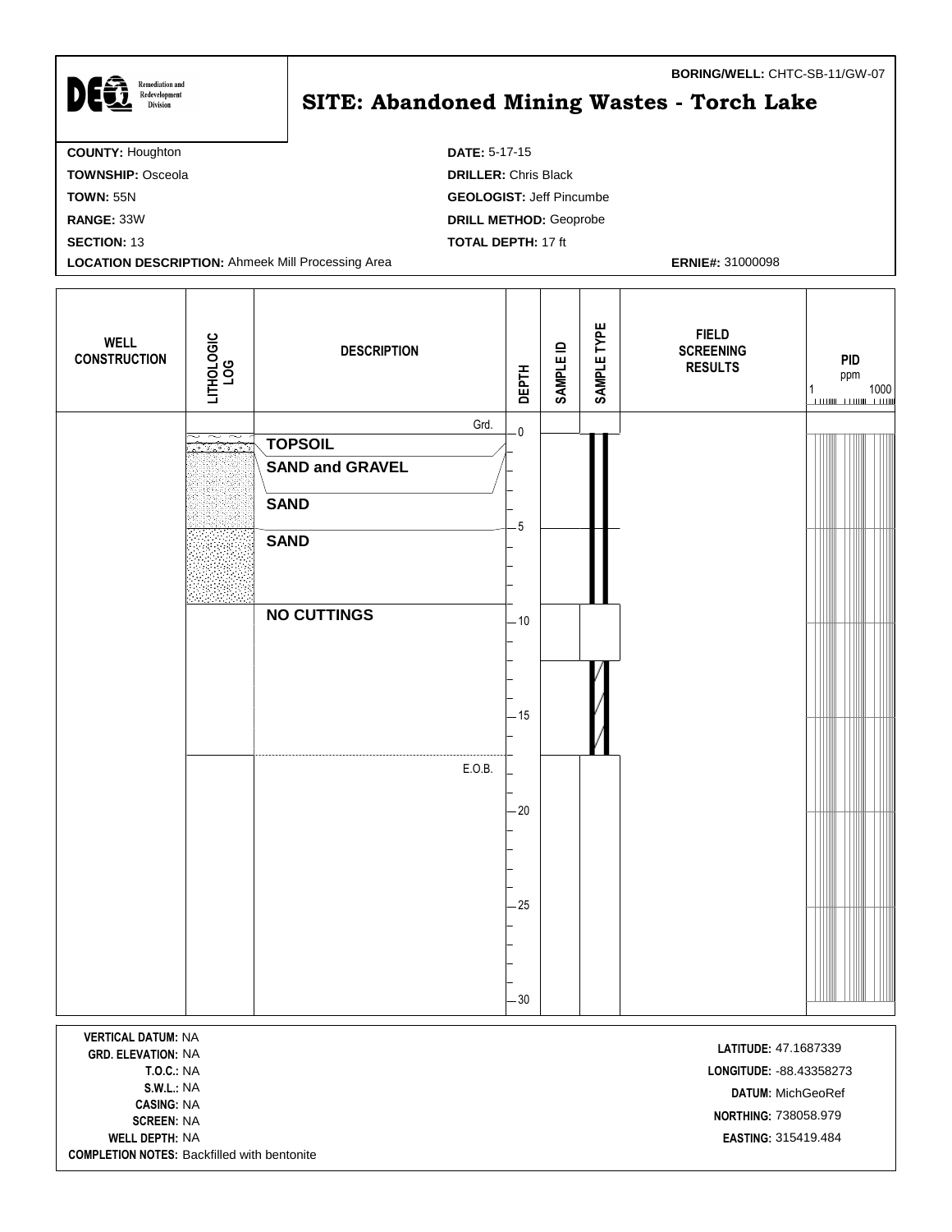**BORING/WELL:** CHTC-SB-11/GW-07

Remediation and Redevelopment Division

# SITE: Abandoned Mining Wastes - Torch Lake

**COUNTY:** Houghton
**TOWNSHIP:** Osceola
**TOWN:** 55N
**RANGE:** 33W
**SECTION:** 13
**LOCATION DESCRIPTION:** Ahmeek Mill Processing Area

**DATE:** 5-17-15
**DRILLER:** Chris Black
**GEOLOGIST:** Jeff Pincumbe
**DRILL METHOD:** Geoprobe
**TOTAL DEPTH:** 17 ft

**ERNIE#:** 31000098

| WELL CONSTRUCTION | LITHOLOGIC LOG | DESCRIPTION | DEPTH | SAMPLE ID | SAMPLE TYPE | FIELD SCREENING RESULTS | PID ppm (1–1000) |
|---|---|---|---|---|---|---|---|
| | | Grd. | 0 | | | | |
| | | **TOPSOIL** | | | | | |
| | | **SAND and GRAVEL** | | | | | |
| | | **SAND** | | | | | |
| | | **SAND** | 5 | | | | |
| | | **NO CUTTINGS** | 10 | | | | |
| | | | 15 | | | | |
| | | E.O.B. | | | | | |
| | | | 20 | | | | |
| | | | 25 | | | | |
| | | | 30 | | | | |

**VERTICAL DATUM:** NA
**GRD. ELEVATION:** NA
**T.O.C.:** NA
**S.W.L.:** NA
**CASING:** NA
**SCREEN:** NA
**WELL DEPTH:** NA
**COMPLETION NOTES:** Backfilled with bentonite

**LATITUDE:** 47.1687339
**LONGITUDE:** -88.43358273
**DATUM:** MichGeoRef
**NORTHING:** 738058.979
**EASTING:** 315419.484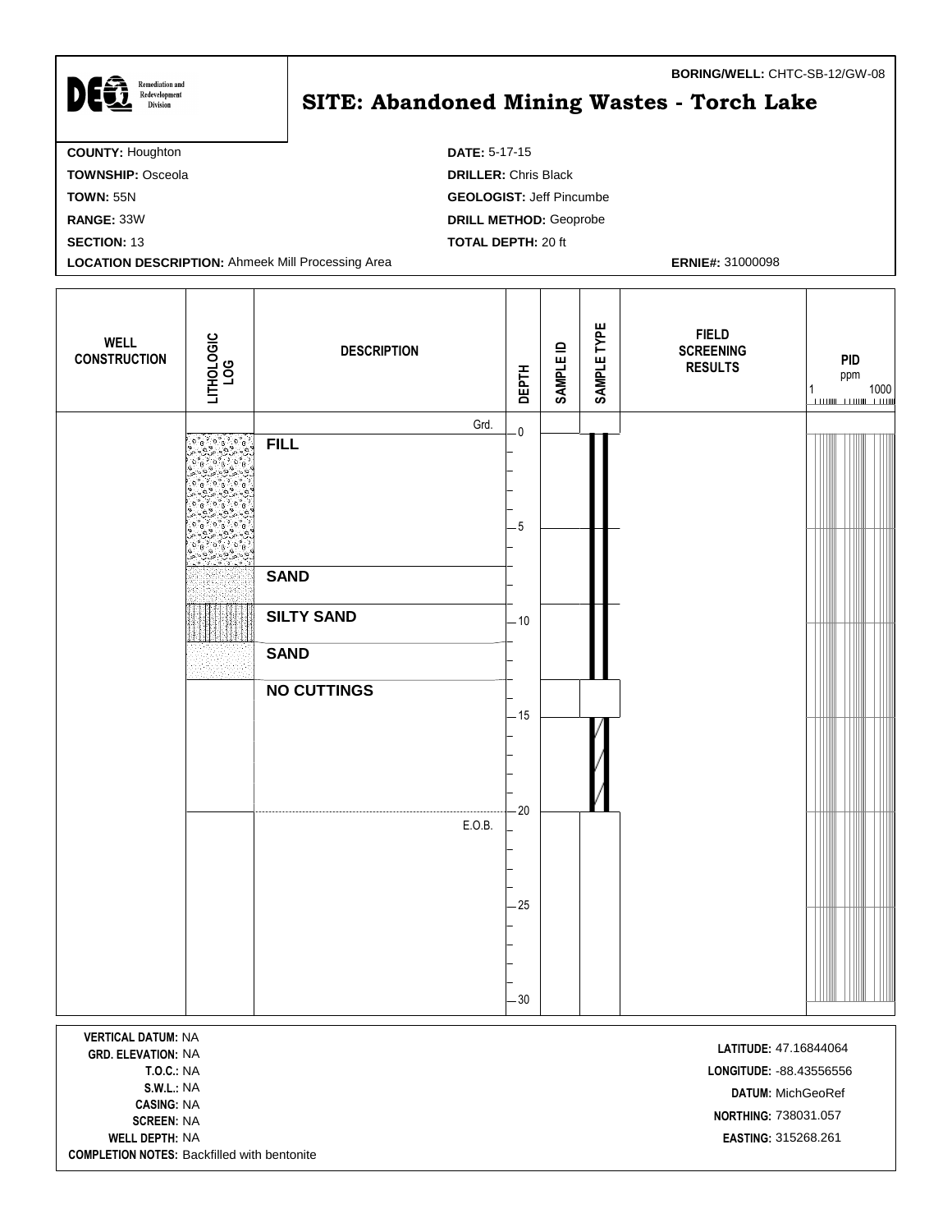**BORING/WELL:** CHTC-SB-12/GW-08

DEQ Remediation and Redevelopment Division

# SITE: Abandoned Mining Wastes - Torch Lake

**COUNTY:** Houghton
**TOWNSHIP:** Osceola
**TOWN:** 55N
**RANGE:** 33W
**SECTION:** 13
**LOCATION DESCRIPTION:** Ahmeek Mill Processing Area

**DATE:** 5-17-15
**DRILLER:** Chris Black
**GEOLOGIST:** Jeff Pincumbe
**DRILL METHOD:** Geoprobe
**TOTAL DEPTH:** 20 ft

**ERNIE#:** 31000098

| WELL CONSTRUCTION | LITHOLOGIC LOG | DESCRIPTION | DEPTH | SAMPLE ID | SAMPLE TYPE | FIELD SCREENING RESULTS | PID ppm (1 – 1000) |
|---|---|---|---|---|---|---|---|
| | | Grd. | 0 | | | | |
| | | **FILL** | 0–7 | | | | |
| | | **SAND** | 7–9 | | | | |
| | | **SILTY SAND** | 9–11 | | | | |
| | | **SAND** | 11–13 | | | | |
| | | **NO CUTTINGS** | 13–20 | | | | |
| | | E.O.B. | 20 | | | | |

**VERTICAL DATUM:** NA
**GRD. ELEVATION:** NA
**T.O.C.:** NA
**S.W.L.:** NA
**CASING:** NA
**SCREEN:** NA
**WELL DEPTH:** NA
**COMPLETION NOTES:** Backfilled with bentonite

**LATITUDE:** 47.16844064
**LONGITUDE:** -88.43556556
**DATUM:** MichGeoRef
**NORTHING:** 738031.057
**EASTING:** 315268.261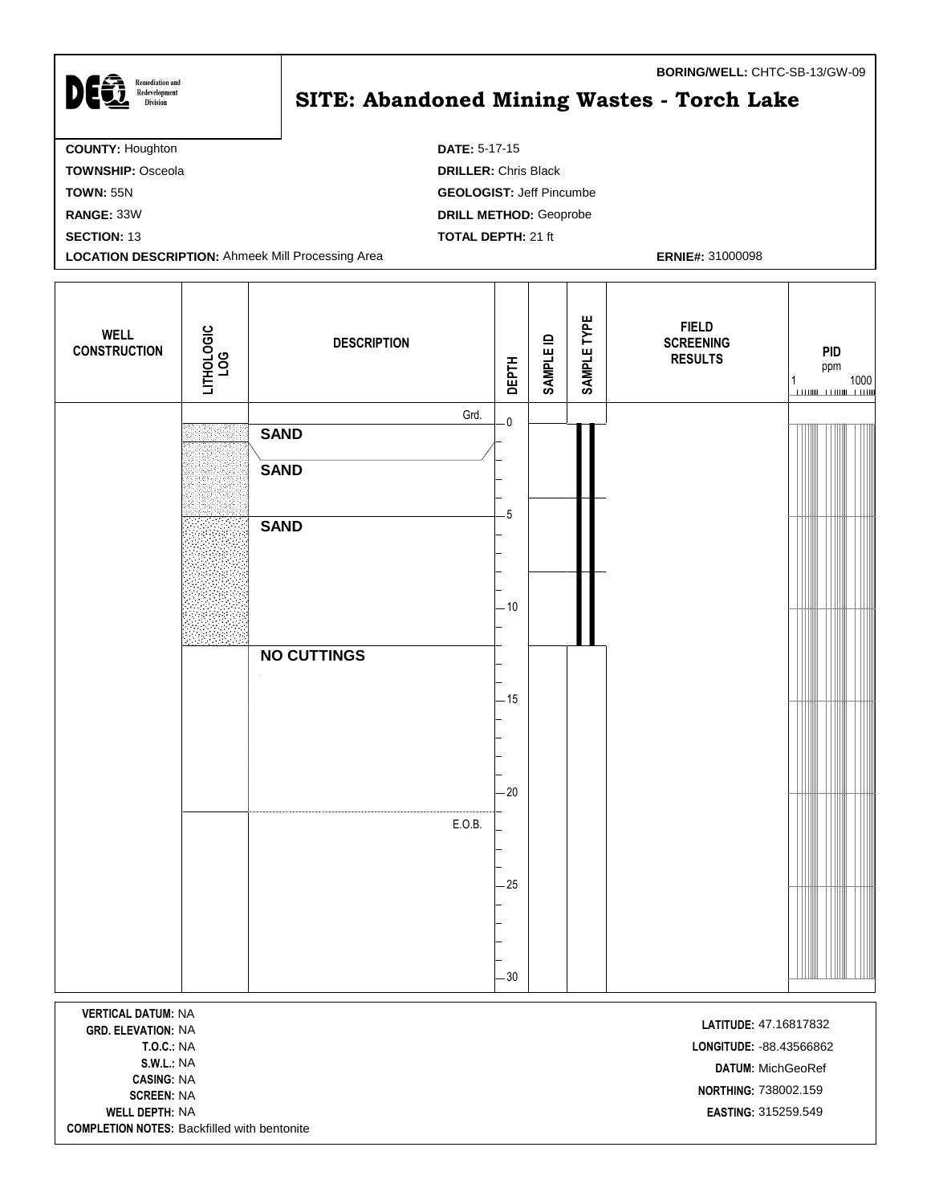**BORING/WELL:** CHTC-SB-13/GW-09

DEQ Remediation and Redevelopment Division

# SITE: Abandoned Mining Wastes - Torch Lake

**COUNTY:** Houghton
**TOWNSHIP:** Osceola
**TOWN:** 55N
**RANGE:** 33W
**SECTION:** 13
**LOCATION DESCRIPTION:** Ahmeek Mill Processing Area

**DATE:** 5-17-15
**DRILLER:** Chris Black
**GEOLOGIST:** Jeff Pincumbe
**DRILL METHOD:** Geoprobe
**TOTAL DEPTH:** 21 ft

**ERNIE#:** 31000098

| WELL CONSTRUCTION | LITHOLOGIC LOG | DESCRIPTION | DEPTH | SAMPLE ID | SAMPLE TYPE | FIELD SCREENING RESULTS | PID ppm (1 – 1000) |
|---|---|---|---|---|---|---|---|
| | | Grd. | 0 | | | | |
| | | **SAND** | 0–2 | | | | |
| | | **SAND** | 2–5 | | | | |
| | | **SAND** | 5–12 | | | | |
| | | **NO CUTTINGS** | 12–21 | | | | |
| | | E.O.B. | 21 | | | | |

**VERTICAL DATUM:** NA
**GRD. ELEVATION:** NA
**T.O.C.:** NA
**S.W.L.:** NA
**CASING:** NA
**SCREEN:** NA
**WELL DEPTH:** NA
**COMPLETION NOTES:** Backfilled with bentonite

**LATITUDE:** 47.16817832
**LONGITUDE:** -88.43566862
**DATUM:** MichGeoRef
**NORTHING:** 738002.159
**EASTING:** 315259.549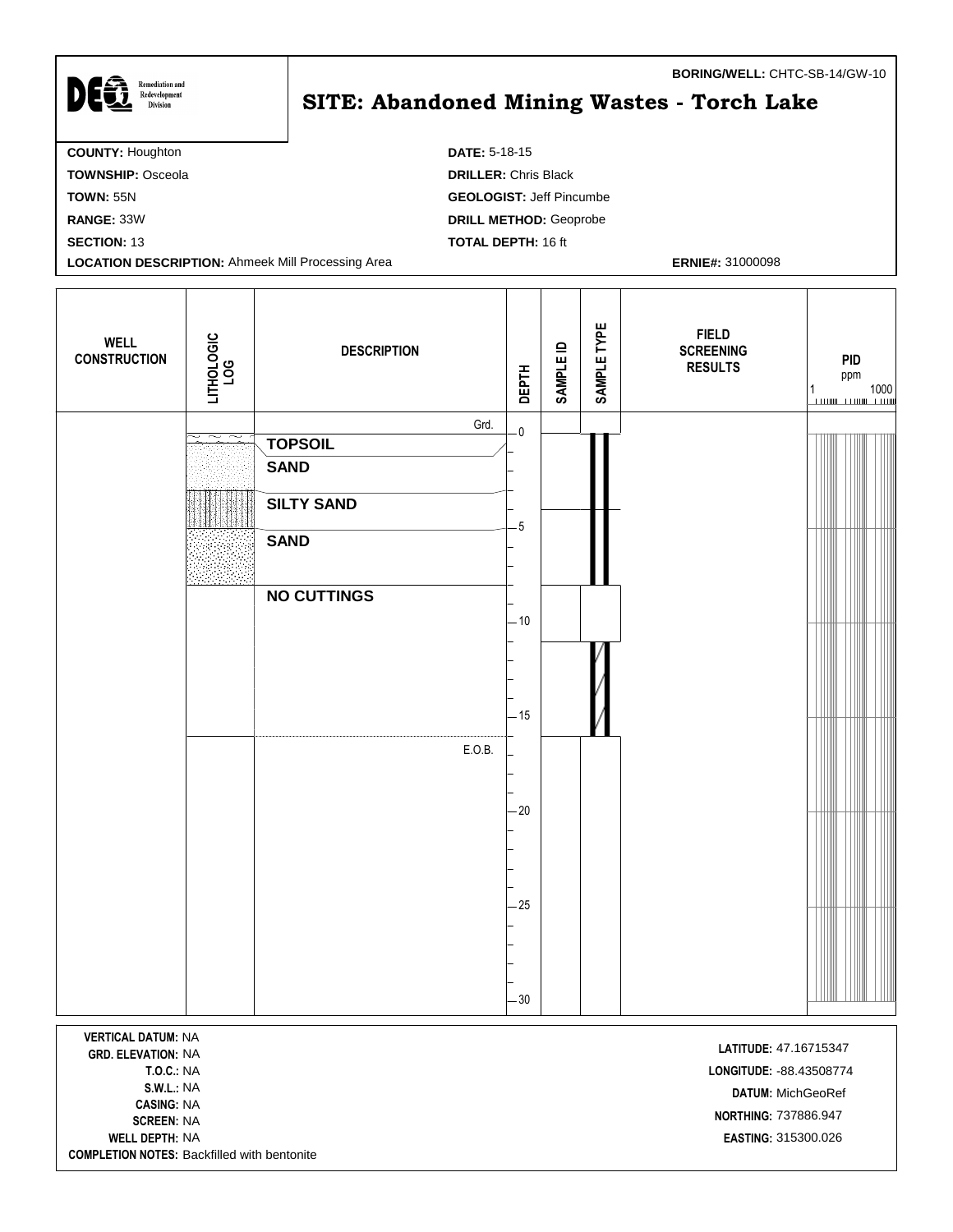**BORING/WELL:** CHTC-SB-14/GW-10

DEQ Remediation and Redevelopment Division

# SITE: Abandoned Mining Wastes - Torch Lake

**COUNTY:** Houghton
**TOWNSHIP:** Osceola
**TOWN:** 55N
**RANGE:** 33W
**SECTION:** 13
**LOCATION DESCRIPTION:** Ahmeek Mill Processing Area

**DATE:** 5-18-15
**DRILLER:** Chris Black
**GEOLOGIST:** Jeff Pincumbe
**DRILL METHOD:** Geoprobe
**TOTAL DEPTH:** 16 ft

**ERNIE#:** 31000098

| WELL CONSTRUCTION | LITHOLOGIC LOG | DESCRIPTION | DEPTH | SAMPLE ID | SAMPLE TYPE | FIELD SCREENING RESULTS | PID ppm (1 – 1000) |
|---|---|---|---|---|---|---|---|
| | | Grd. | 0 | | | | |
| | | **TOPSOIL** | | | | | |
| | | **SAND** | | | | | |
| | | **SILTY SAND** | | | | | |
| | | **SAND** | 5 | | | | |
| | | **NO CUTTINGS** | 10 | | | | |
| | | | 15 | | | | |
| | | E.O.B. | | | | | |
| | | | 20 | | | | |
| | | | 25 | | | | |
| | | | 30 | | | | |

**VERTICAL DATUM:** NA
**GRD. ELEVATION:** NA
**T.O.C.:** NA
**S.W.L.:** NA
**CASING:** NA
**SCREEN:** NA
**WELL DEPTH:** NA
**COMPLETION NOTES:** Backfilled with bentonite

**LATITUDE:** 47.16715347
**LONGITUDE:** -88.43508774
**DATUM:** MichGeoRef
**NORTHING:** 737886.947
**EASTING:** 315300.026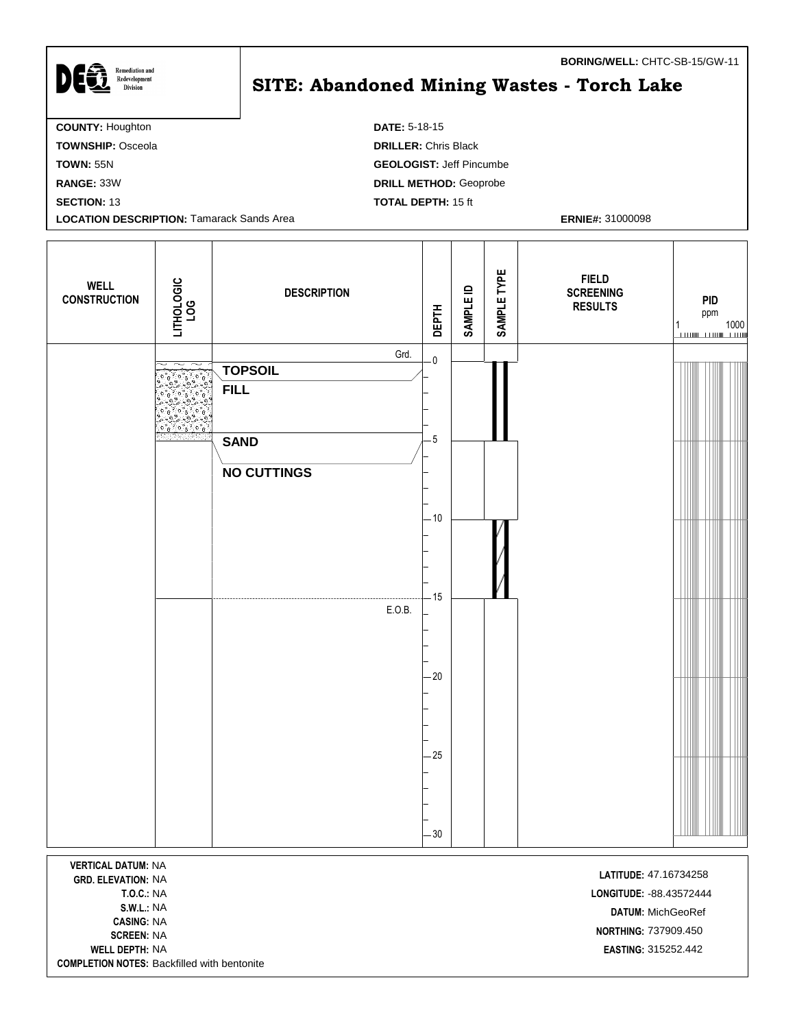**BORING/WELL:** CHTC-SB-15/GW-11

DEQ Remediation and Redevelopment Division

# SITE: Abandoned Mining Wastes - Torch Lake

**COUNTY:** Houghton
**TOWNSHIP:** Osceola
**TOWN:** 55N
**RANGE:** 33W
**SECTION:** 13
**LOCATION DESCRIPTION:** Tamarack Sands Area

**DATE:** 5-18-15
**DRILLER:** Chris Black
**GEOLOGIST:** Jeff Pincumbe
**DRILL METHOD:** Geoprobe
**TOTAL DEPTH:** 15 ft

**ERNIE#:** 31000098

| WELL CONSTRUCTION | LITHOLOGIC LOG | DESCRIPTION | DEPTH | SAMPLE ID | SAMPLE TYPE | FIELD SCREENING RESULTS | PID ppm (1 – 1000) |
|---|---|---|---|---|---|---|---|
| | | Grd. | 0 | | | | |
| | | **TOPSOIL** | | | | | |
| | | **FILL** | | | | | |
| | | **SAND** | 5 | | | | |
| | | **NO CUTTINGS** | | | | | |
| | | | 10 | | | | |
| | | E.O.B. | 15 | | | | |
| | | | 20 | | | | |
| | | | 25 | | | | |
| | | | 30 | | | | |

**VERTICAL DATUM:** NA
**GRD. ELEVATION:** NA
**T.O.C.:** NA
**S.W.L.:** NA
**CASING:** NA
**SCREEN:** NA
**WELL DEPTH:** NA
**COMPLETION NOTES:** Backfilled with bentonite

**LATITUDE:** 47.16734258
**LONGITUDE:** -88.43572444
**DATUM:** MichGeoRef
**NORTHING:** 737909.450
**EASTING:** 315252.442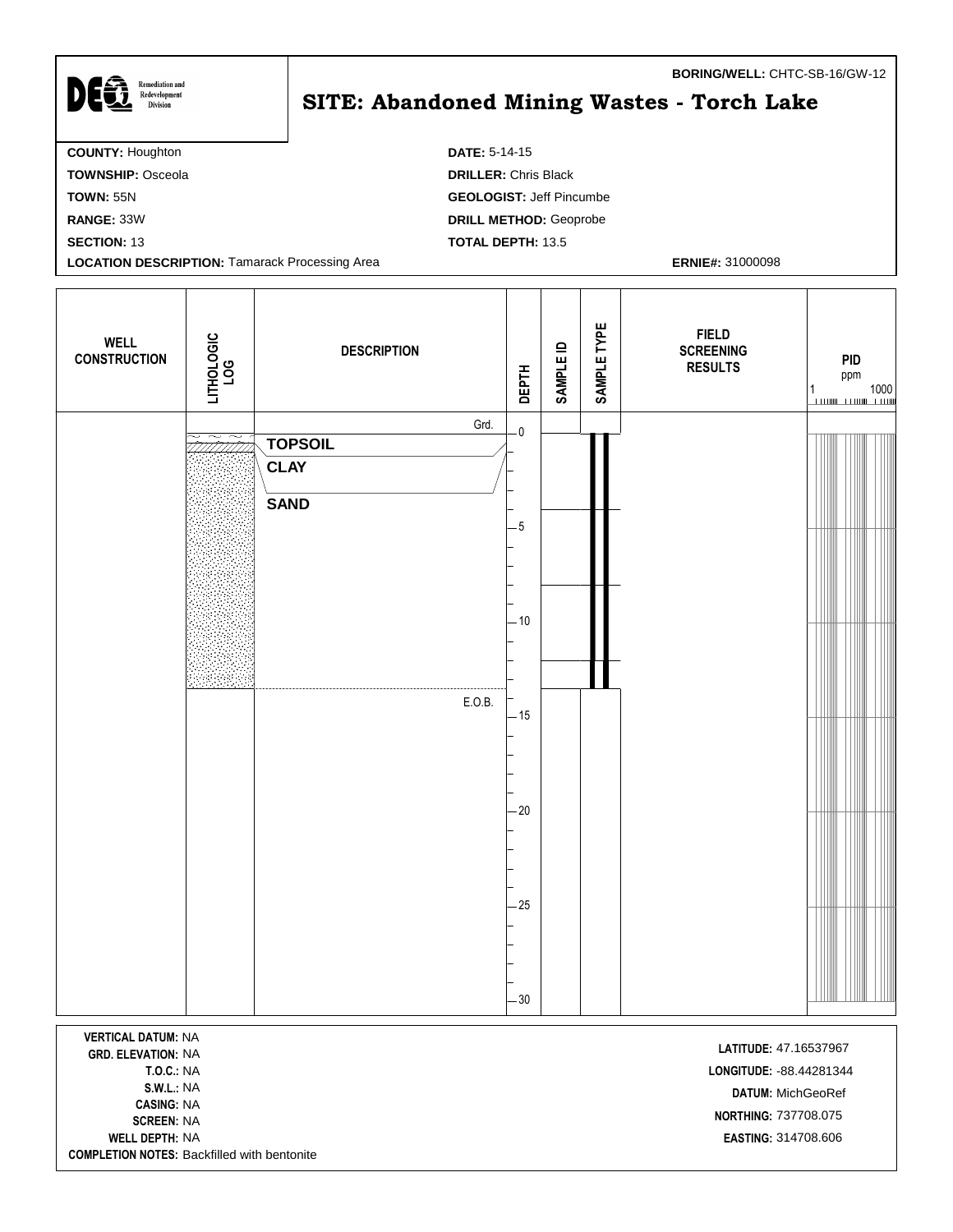**BORING/WELL:** CHTC-SB-16/GW-12

DEQ Remediation and Redevelopment Division

# SITE: Abandoned Mining Wastes - Torch Lake

**COUNTY:** Houghton
**TOWNSHIP:** Osceola
**TOWN:** 55N
**RANGE:** 33W
**SECTION:** 13
**LOCATION DESCRIPTION:** Tamarack Processing Area

**DATE:** 5-14-15
**DRILLER:** Chris Black
**GEOLOGIST:** Jeff Pincumbe
**DRILL METHOD:** Geoprobe
**TOTAL DEPTH:** 13.5
**ERNIE#:** 31000098

| WELL CONSTRUCTION | LITHOLOGIC LOG | DESCRIPTION | DEPTH | SAMPLE ID | SAMPLE TYPE | FIELD SCREENING RESULTS | PID ppm (1 – 1000) |
|---|---|---|---|---|---|---|---|
| | | Grd. | 0 | | | | |
| | | **TOPSOIL** | | | | | |
| | | **CLAY** | | | | | |
| | | **SAND** | 5 | | | | |
| | | | 10 | | | | |
| | | E.O.B. | 15 | | | | |
| | | | 20 | | | | |
| | | | 25 | | | | |
| | | | 30 | | | | |

**VERTICAL DATUM:** NA
**GRD. ELEVATION:** NA
**T.O.C.:** NA
**S.W.L.:** NA
**CASING:** NA
**SCREEN:** NA
**WELL DEPTH:** NA
**COMPLETION NOTES:** Backfilled with bentonite

**LATITUDE:** 47.16537967
**LONGITUDE:** -88.44281344
**DATUM:** MichGeoRef
**NORTHING:** 737708.075
**EASTING:** 314708.606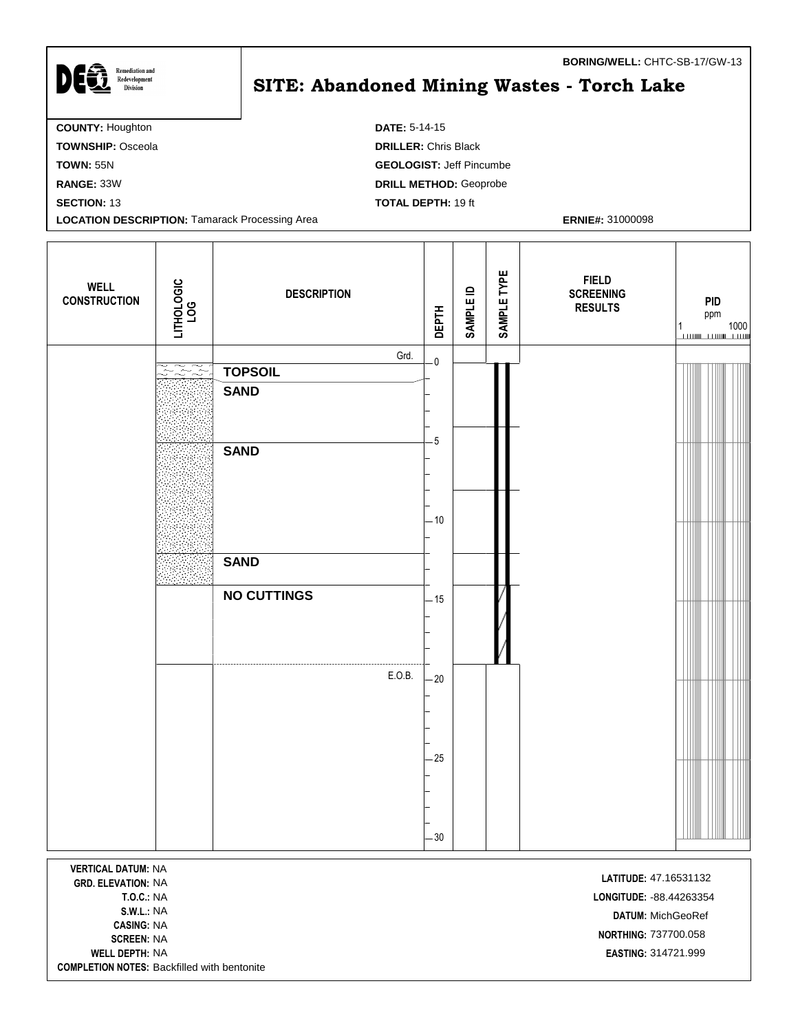**BORING/WELL:** CHTC-SB-17/GW-13

Remediation and Redevelopment Division

# SITE: Abandoned Mining Wastes - Torch Lake

**COUNTY:** Houghton
**TOWNSHIP:** Osceola
**TOWN:** 55N
**RANGE:** 33W
**SECTION:** 13
**LOCATION DESCRIPTION:** Tamarack Processing Area

**DATE:** 5-14-15
**DRILLER:** Chris Black
**GEOLOGIST:** Jeff Pincumbe
**DRILL METHOD:** Geoprobe
**TOTAL DEPTH:** 19 ft

**ERNIE#:** 31000098

| WELL CONSTRUCTION | LITHOLOGIC LOG | DESCRIPTION | DEPTH | SAMPLE ID | SAMPLE TYPE | FIELD SCREENING RESULTS | PID ppm (1 – 1000) |
|---|---|---|---|---|---|---|---|
| | | Grd. | 0 | | | | |
| | | **TOPSOIL** | | | | | |
| | | **SAND** | | | | | |
| | | **SAND** | 5 | | | | |
| | | | 10 | | | | |
| | | **SAND** | | | | | |
| | | **NO CUTTINGS** | 15 | | | | |
| | | E.O.B. | 20 | | | | |
| | | | 25 | | | | |
| | | | 30 | | | | |

**VERTICAL DATUM:** NA
**GRD. ELEVATION:** NA
**T.O.C.:** NA
**S.W.L.:** NA
**CASING:** NA
**SCREEN:** NA
**WELL DEPTH:** NA
**COMPLETION NOTES:** Backfilled with bentonite

**LATITUDE:** 47.16531132
**LONGITUDE:** -88.44263354
**DATUM:** MichGeoRef
**NORTHING:** 737700.058
**EASTING:** 314721.999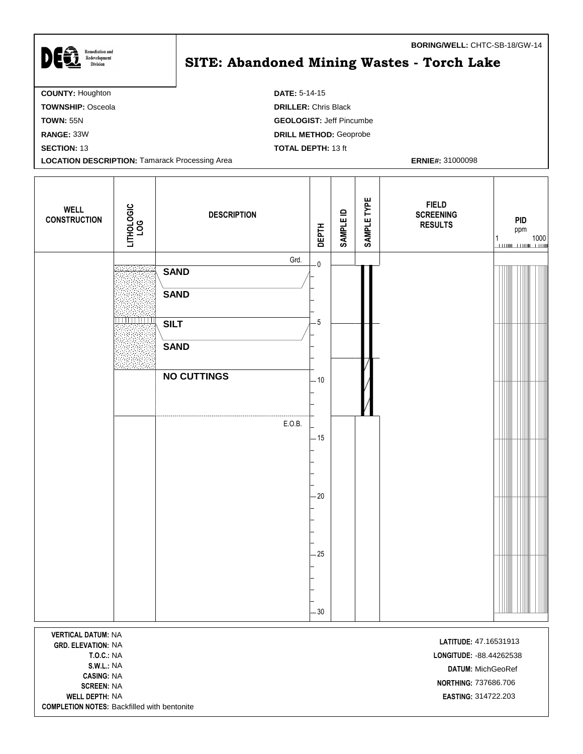**BORING/WELL:** CHTC-SB-18/GW-14

DEQ Remediation and Redevelopment Division

# SITE: Abandoned Mining Wastes - Torch Lake

**COUNTY:** Houghton
**TOWNSHIP:** Osceola
**TOWN:** 55N
**RANGE:** 33W
**SECTION:** 13
**LOCATION DESCRIPTION:** Tamarack Processing Area

**DATE:** 5-14-15
**DRILLER:** Chris Black
**GEOLOGIST:** Jeff Pincumbe
**DRILL METHOD:** Geoprobe
**TOTAL DEPTH:** 13 ft

**ERNIE#:** 31000098

| WELL CONSTRUCTION | LITHOLOGIC LOG | DESCRIPTION | DEPTH | SAMPLE ID | SAMPLE TYPE | FIELD SCREENING RESULTS | PID ppm (1 – 1000) |
|---|---|---|---|---|---|---|---|
| | | Grd. | 0 | | | | |
| | | **SAND** | | | | | |
| | | **SAND** | | | | | |
| | | **SILT** | 5 | | | | |
| | | **SAND** | | | | | |
| | | **NO CUTTINGS** | 10 | | | | |
| | | E.O.B. | 15 | | | | |
| | | | 20 | | | | |
| | | | 25 | | | | |
| | | | 30 | | | | |

**VERTICAL DATUM:** NA
**GRD. ELEVATION:** NA
**T.O.C.:** NA
**S.W.L.:** NA
**CASING:** NA
**SCREEN:** NA
**WELL DEPTH:** NA
**COMPLETION NOTES:** Backfilled with bentonite

**LATITUDE:** 47.16531913
**LONGITUDE:** -88.44262538
**DATUM:** MichGeoRef
**NORTHING:** 737686.706
**EASTING:** 314722.203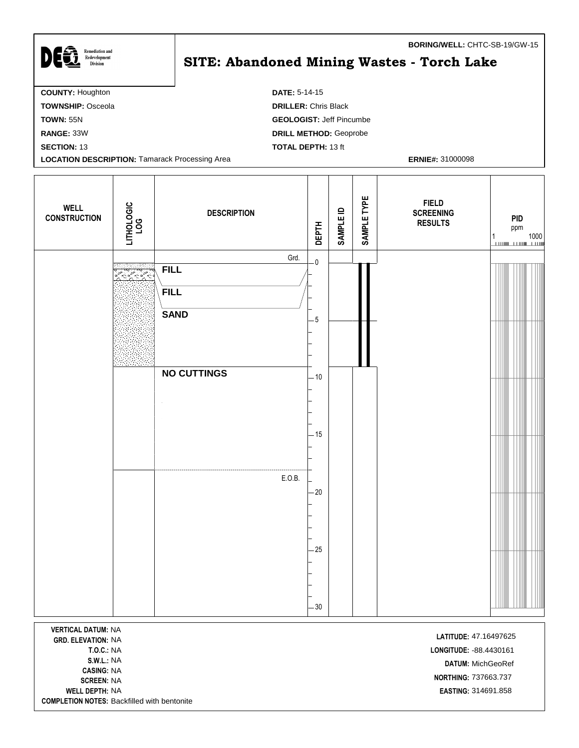**BORING/WELL:** CHTC-SB-19/GW-15

DEQ Remediation and Redevelopment Division

# SITE: Abandoned Mining Wastes - Torch Lake

**COUNTY:** Houghton
**TOWNSHIP:** Osceola
**TOWN:** 55N
**RANGE:** 33W
**SECTION:** 13
**LOCATION DESCRIPTION:** Tamarack Processing Area

**DATE:** 5-14-15
**DRILLER:** Chris Black
**GEOLOGIST:** Jeff Pincumbe
**DRILL METHOD:** Geoprobe
**TOTAL DEPTH:** 13 ft

**ERNIE#:** 31000098

| WELL CONSTRUCTION | LITHOLOGIC LOG | DESCRIPTION | DEPTH | SAMPLE ID | SAMPLE TYPE | FIELD SCREENING RESULTS | PID ppm (1 – 1000) |
|---|---|---|---|---|---|---|---|
| | | Grd. | 0 | | | | |
| | | **FILL** | | | | | |
| | | **FILL** | | | | | |
| | | **SAND** | 5 | | | | |
| | | **NO CUTTINGS** | 10 | | | | |
| | | | 15 | | | | |
| | | E.O.B. | | | | | |
| | | | 20 | | | | |
| | | | 25 | | | | |
| | | | 30 | | | | |

**VERTICAL DATUM:** NA
**GRD. ELEVATION:** NA
**T.O.C.:** NA
**S.W.L.:** NA
**CASING:** NA
**SCREEN:** NA
**WELL DEPTH:** NA
**COMPLETION NOTES:** Backfilled with bentonite

**LATITUDE:** 47.16497625
**LONGITUDE:** -88.4430161
**DATUM:** MichGeoRef
**NORTHING:** 737663.737
**EASTING:** 314691.858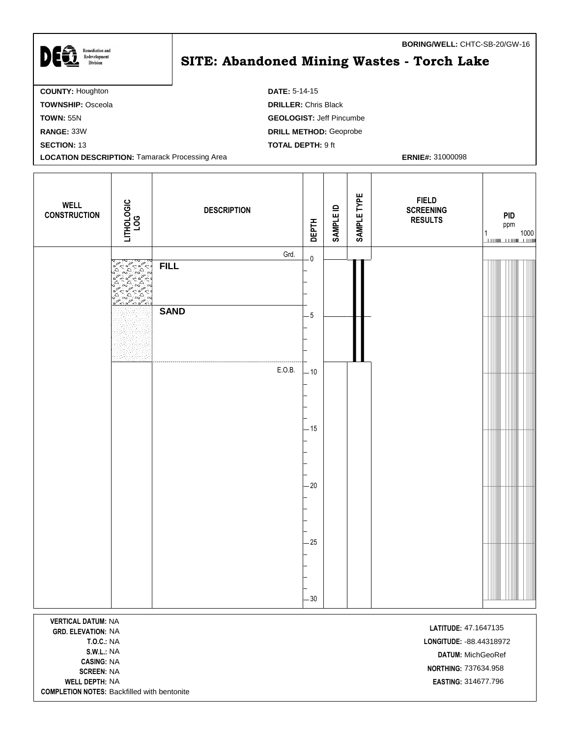**BORING/WELL:** CHTC-SB-20/GW-16

DEQ Remediation and Redevelopment Division

# SITE: Abandoned Mining Wastes - Torch Lake

**COUNTY:** Houghton
**TOWNSHIP:** Osceola
**TOWN:** 55N
**RANGE:** 33W
**SECTION:** 13
**LOCATION DESCRIPTION:** Tamarack Processing Area

**DATE:** 5-14-15
**DRILLER:** Chris Black
**GEOLOGIST:** Jeff Pincumbe
**DRILL METHOD:** Geoprobe
**TOTAL DEPTH:** 9 ft

**ERNIE#:** 31000098

| WELL CONSTRUCTION | LITHOLOGIC LOG | DESCRIPTION | DEPTH | SAMPLE ID | SAMPLE TYPE | FIELD SCREENING RESULTS | PID ppm (1 – 1000) |
|---|---|---|---|---|---|---|---|
| | | Grd. | 0 | | | | |
| | Fill | **FILL** | 0–4 | | | | |
| | Sand | **SAND** | 4–9 | | | | |
| | | E.O.B. | 9 | | | | |

**VERTICAL DATUM:** NA
**GRD. ELEVATION:** NA
**T.O.C.:** NA
**S.W.L.:** NA
**CASING:** NA
**SCREEN:** NA
**WELL DEPTH:** NA
**COMPLETION NOTES:** Backfilled with bentonite

**LATITUDE:** 47.1647135
**LONGITUDE:** -88.44318972
**DATUM:** MichGeoRef
**NORTHING:** 737634.958
**EASTING:** 314677.796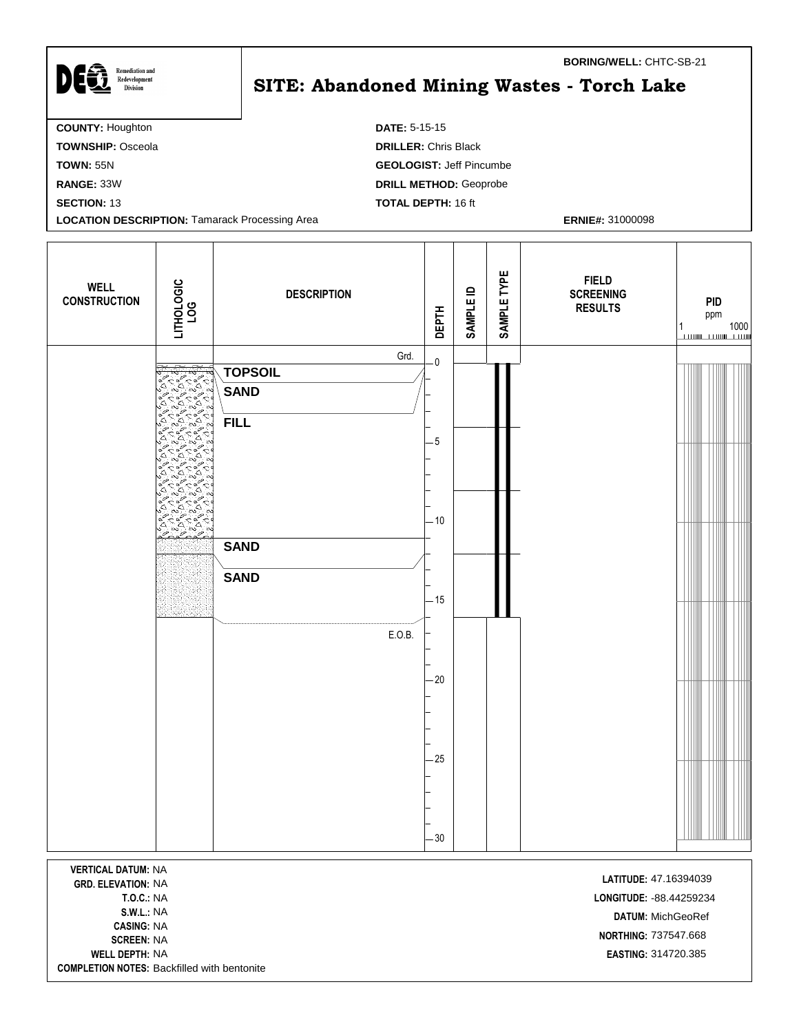**BORING/WELL:** CHTC-SB-21

# SITE: Abandoned Mining Wastes - Torch Lake

DEQ Remediation and Redevelopment Division

**COUNTY:** Houghton
**TOWNSHIP:** Osceola
**TOWN:** 55N
**RANGE:** 33W
**SECTION:** 13
**LOCATION DESCRIPTION:** Tamarack Processing Area

**DATE:** 5-15-15
**DRILLER:** Chris Black
**GEOLOGIST:** Jeff Pincumbe
**DRILL METHOD:** Geoprobe
**TOTAL DEPTH:** 16 ft
**ERNIE#:** 31000098

| WELL CONSTRUCTION | LITHOLOGIC LOG | DESCRIPTION | DEPTH | SAMPLE ID | SAMPLE TYPE | FIELD SCREENING RESULTS | PID ppm (1 – 1000) |
|---|---|---|---|---|---|---|---|
| | | Grd. | 0 | | | | |
| | | **TOPSOIL** | | | | | |
| | | **SAND** | | | | | |
| | | **FILL** | 5 | | | | |
| | | | 10 | | | | |
| | | **SAND** | | | | | |
| | | **SAND** | 15 | | | | |
| | | E.O.B. | 20 | | | | |
| | | | 25 | | | | |
| | | | 30 | | | | |

**VERTICAL DATUM:** NA
**GRD. ELEVATION:** NA
**T.O.C.:** NA
**S.W.L.:** NA
**CASING:** NA
**SCREEN:** NA
**WELL DEPTH:** NA
**COMPLETION NOTES:** Backfilled with bentonite

**LATITUDE:** 47.16394039
**LONGITUDE:** -88.44259234
**DATUM:** MichGeoRef
**NORTHING:** 737547.668
**EASTING:** 314720.385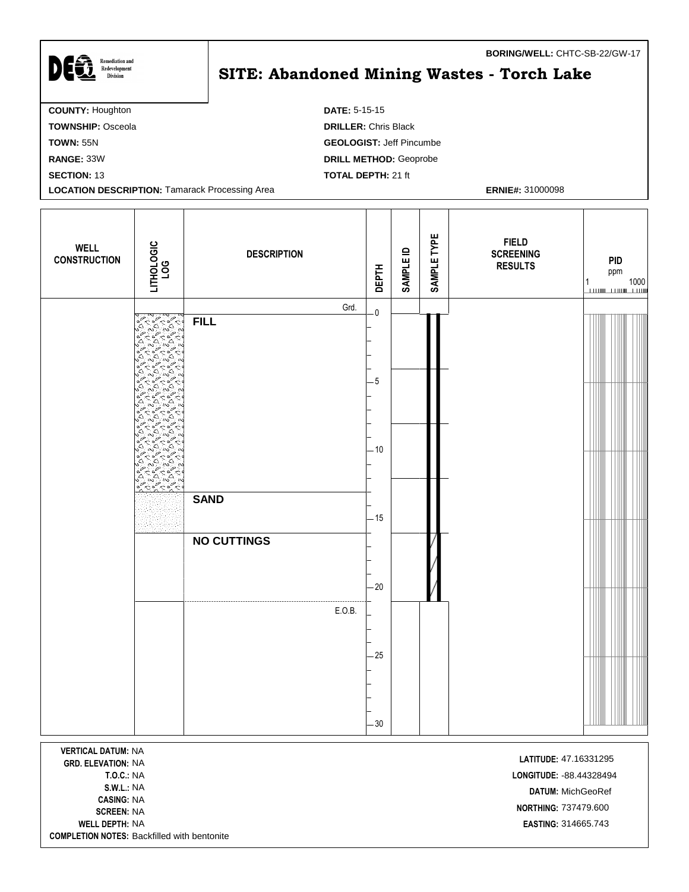**BORING/WELL:** CHTC-SB-22/GW-17

DEQ Remediation and Redevelopment Division

# SITE: Abandoned Mining Wastes - Torch Lake

**COUNTY:** Houghton
**TOWNSHIP:** Osceola
**TOWN:** 55N
**RANGE:** 33W
**SECTION:** 13
**LOCATION DESCRIPTION:** Tamarack Processing Area

**DATE:** 5-15-15
**DRILLER:** Chris Black
**GEOLOGIST:** Jeff Pincumbe
**DRILL METHOD:** Geoprobe
**TOTAL DEPTH:** 21 ft

**ERNIE#:** 31000098

| WELL CONSTRUCTION | LITHOLOGIC LOG | DESCRIPTION | DEPTH | SAMPLE ID | SAMPLE TYPE | FIELD SCREENING RESULTS | PID ppm (1 – 1000) |
|---|---|---|---|---|---|---|---|
| | | Grd. | 0 | | | | |
| | | **FILL** | 0–13 | | | | |
| | | **SAND** | 13–16 | | | | |
| | | **NO CUTTINGS** | 16–21 | | | | |
| | | E.O.B. | 21 | | | | |

**VERTICAL DATUM:** NA
**GRD. ELEVATION:** NA
**T.O.C.:** NA
**S.W.L.:** NA
**CASING:** NA
**SCREEN:** NA
**WELL DEPTH:** NA
**COMPLETION NOTES:** Backfilled with bentonite

**LATITUDE:** 47.16331295
**LONGITUDE:** -88.44328494
**DATUM:** MichGeoRef
**NORTHING:** 737479.600
**EASTING:** 314665.743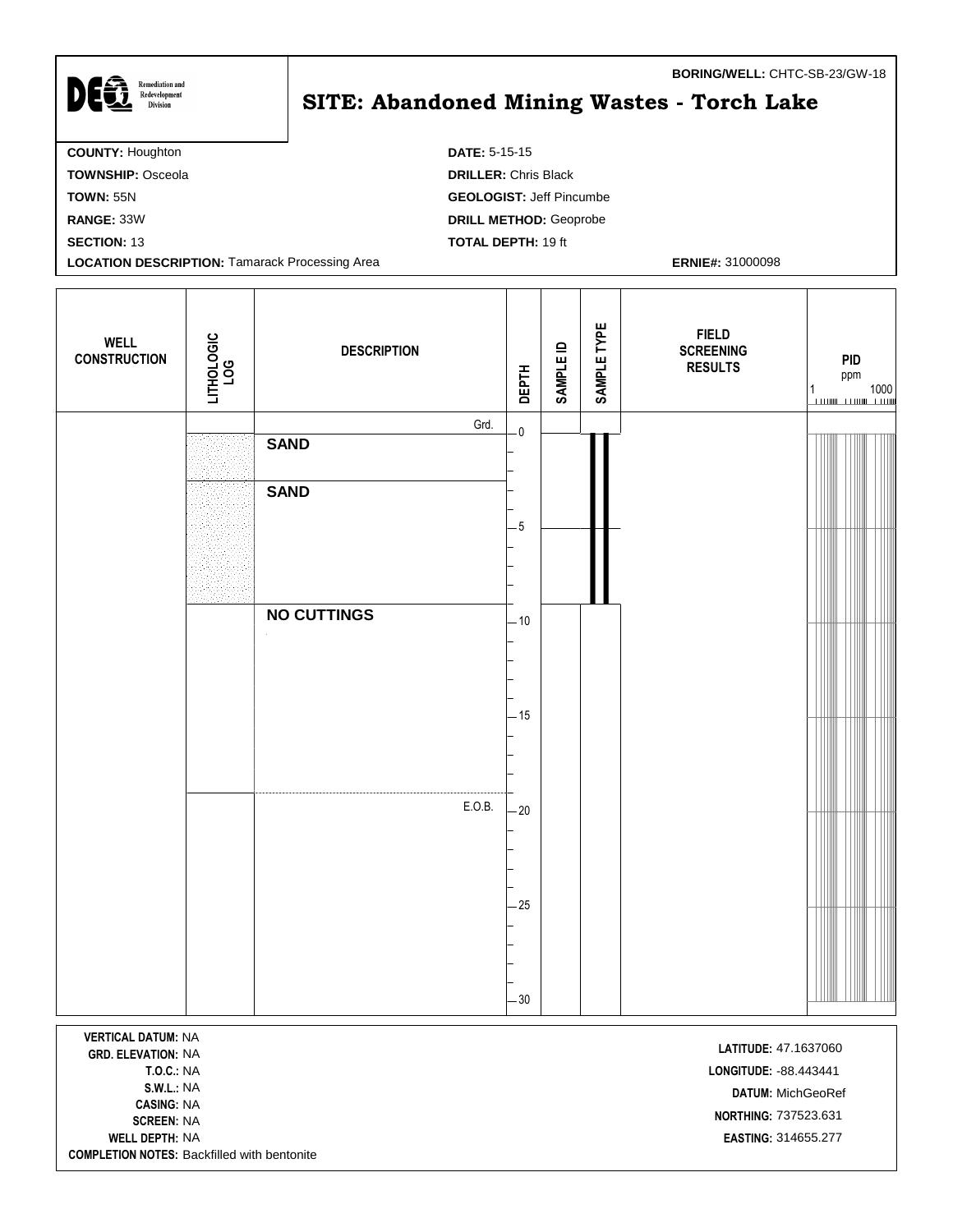**BORING/WELL:** CHTC-SB-23/GW-18

Remediation and Redevelopment Division

# SITE: Abandoned Mining Wastes - Torch Lake

**COUNTY:** Houghton
**TOWNSHIP:** Osceola
**TOWN:** 55N
**RANGE:** 33W
**SECTION:** 13
**LOCATION DESCRIPTION:** Tamarack Processing Area

**DATE:** 5-15-15
**DRILLER:** Chris Black
**GEOLOGIST:** Jeff Pincumbe
**DRILL METHOD:** Geoprobe
**TOTAL DEPTH:** 19 ft

**ERNIE#:** 31000098

| WELL CONSTRUCTION | LITHOLOGIC LOG | DESCRIPTION | DEPTH | SAMPLE ID | SAMPLE TYPE | FIELD SCREENING RESULTS | PID ppm (1 – 1000) |
|---|---|---|---|---|---|---|---|
| | | Grd. | 0 | | | | |
| | | **SAND** | 0–2.5 | | | | |
| | | **SAND** | 2.5–9 | | | | |
| | | **NO CUTTINGS** | 9–19 | | | | |
| | | E.O.B. | 19 | | | | |

**VERTICAL DATUM:** NA
**GRD. ELEVATION:** NA
**T.O.C.:** NA
**S.W.L.:** NA
**CASING:** NA
**SCREEN:** NA
**WELL DEPTH:** NA
**COMPLETION NOTES:** Backfilled with bentonite

**LATITUDE:** 47.1637060
**LONGITUDE:** -88.443441
**DATUM:** MichGeoRef
**NORTHING:** 737523.631
**EASTING:** 314655.277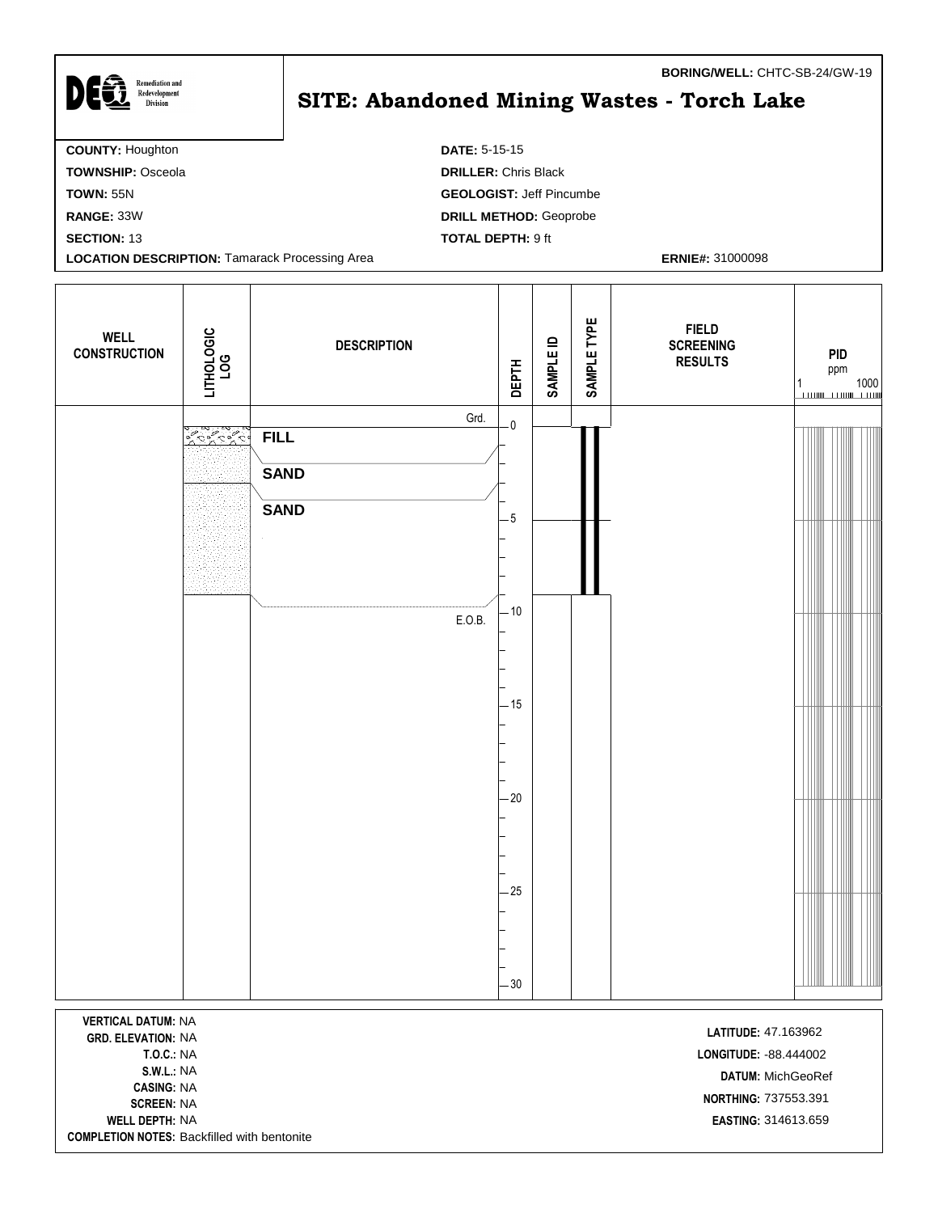**BORING/WELL:** CHTC-SB-24/GW-19

Remediation and Redevelopment Division

# SITE: Abandoned Mining Wastes - Torch Lake

**COUNTY:** Houghton
**TOWNSHIP:** Osceola
**TOWN:** 55N
**RANGE:** 33W
**SECTION:** 13
**LOCATION DESCRIPTION:** Tamarack Processing Area

**DATE:** 5-15-15
**DRILLER:** Chris Black
**GEOLOGIST:** Jeff Pincumbe
**DRILL METHOD:** Geoprobe
**TOTAL DEPTH:** 9 ft

**ERNIE#:** 31000098

| WELL CONSTRUCTION | LITHOLOGIC LOG | DESCRIPTION | DEPTH | SAMPLE ID | SAMPLE TYPE | FIELD SCREENING RESULTS | PID ppm (1 – 1000) |
|---|---|---|---|---|---|---|---|
| | | Grd. | 0 | | | | |
| | | **FILL** | | | | | |
| | | **SAND** | | | | | |
| | | **SAND** | 5 | | | | |
| | | E.O.B. | 10 | | | | |
| | | | 15 | | | | |
| | | | 20 | | | | |
| | | | 25 | | | | |
| | | | 30 | | | | |

**VERTICAL DATUM:** NA
**GRD. ELEVATION:** NA
**T.O.C.:** NA
**S.W.L.:** NA
**CASING:** NA
**SCREEN:** NA
**WELL DEPTH:** NA
**COMPLETION NOTES:** Backfilled with bentonite

**LATITUDE:** 47.163962
**LONGITUDE:** -88.444002
**DATUM:** MichGeoRef
**NORTHING:** 737553.391
**EASTING:** 314613.659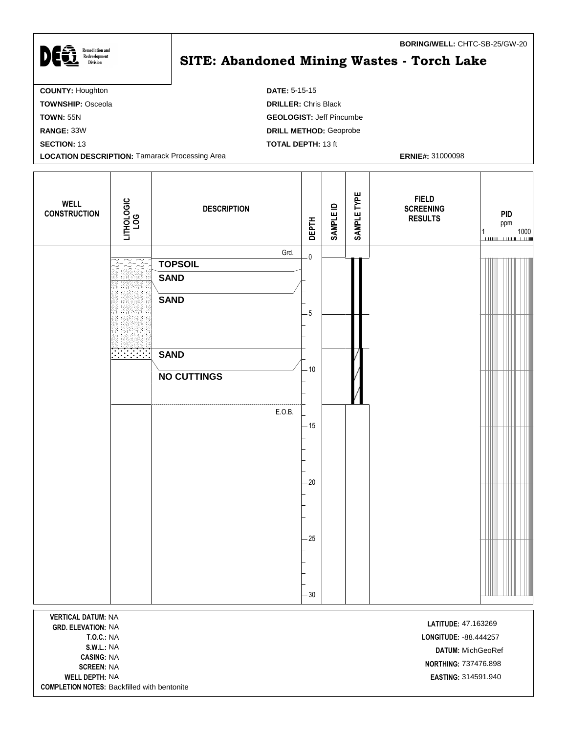**BORING/WELL:** CHTC-SB-25/GW-20

# SITE: Abandoned Mining Wastes - Torch Lake

DEQ Remediation and Redevelopment Division

**COUNTY:** Houghton
**TOWNSHIP:** Osceola
**TOWN:** 55N
**RANGE:** 33W
**SECTION:** 13
**LOCATION DESCRIPTION:** Tamarack Processing Area

**DATE:** 5-15-15
**DRILLER:** Chris Black
**GEOLOGIST:** Jeff Pincumbe
**DRILL METHOD:** Geoprobe
**TOTAL DEPTH:** 13 ft

**ERNIE#:** 31000098

| WELL CONSTRUCTION | LITHOLOGIC LOG | DESCRIPTION | DEPTH | SAMPLE ID | SAMPLE TYPE | FIELD SCREENING RESULTS | PID ppm (1 – 1000) |
|---|---|---|---|---|---|---|---|
| | | Grd. | 0 | | | | |
| | | **TOPSOIL** | | | | | |
| | | **SAND** | | | | | |
| | | **SAND** | 5 | | | | |
| | | **SAND** | | | | | |
| | | **NO CUTTINGS** | 10 | | | | |
| | | E.O.B. | 15 | | | | |
| | | | 20 | | | | |
| | | | 25 | | | | |
| | | | 30 | | | | |

**VERTICAL DATUM:** NA
**GRD. ELEVATION:** NA
**T.O.C.:** NA
**S.W.L.:** NA
**CASING:** NA
**SCREEN:** NA
**WELL DEPTH:** NA
**COMPLETION NOTES:** Backfilled with bentonite

**LATITUDE:** 47.163269
**LONGITUDE:** -88.444257
**DATUM:** MichGeoRef
**NORTHING:** 737476.898
**EASTING:** 314591.940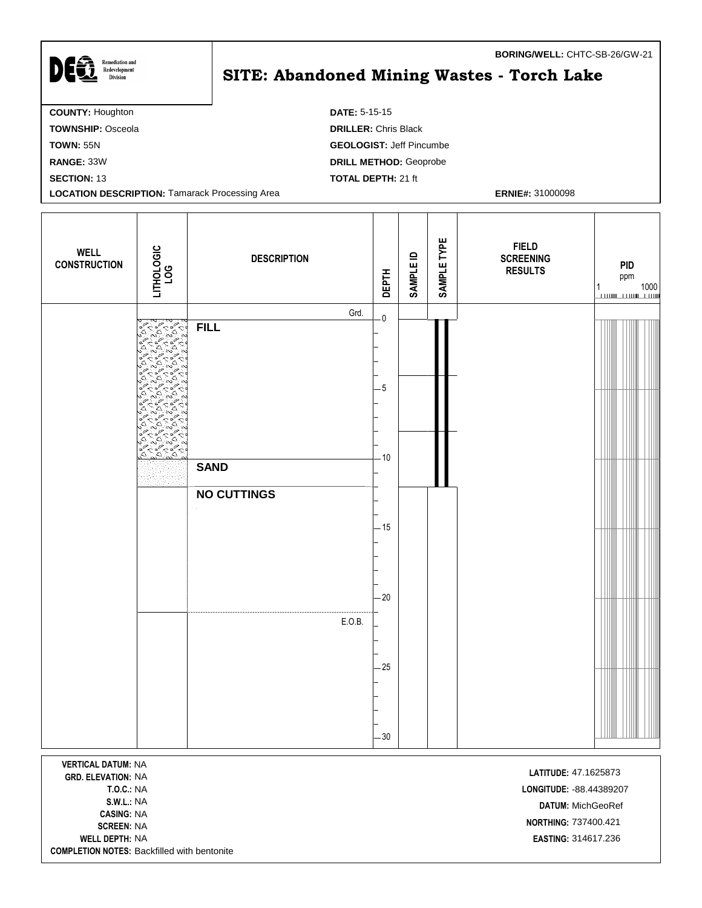**BORING/WELL:** CHTC-SB-26/GW-21

DEQ Remediation and Redevelopment Division

# SITE: Abandoned Mining Wastes - Torch Lake

**COUNTY:** Houghton
**TOWNSHIP:** Osceola
**TOWN:** 55N
**RANGE:** 33W
**SECTION:** 13
**LOCATION DESCRIPTION:** Tamarack Processing Area

**DATE:** 5-15-15
**DRILLER:** Chris Black
**GEOLOGIST:** Jeff Pincumbe
**DRILL METHOD:** Geoprobe
**TOTAL DEPTH:** 21 ft
**ERNIE#:** 31000098

| WELL CONSTRUCTION | LITHOLOGIC LOG | DESCRIPTION | DEPTH | SAMPLE ID | SAMPLE TYPE | FIELD SCREENING RESULTS | PID ppm (1 – 1000) |
|---|---|---|---|---|---|---|---|
| | | Grd. | 0 | | | | |
| | Fill | **FILL** | 0–10 | | | | |
| | Sand | **SAND** | 10–12 | | | | |
| | | **NO CUTTINGS** | 12–21 | | | | |
| | | E.O.B. | 21 | | | | |

**VERTICAL DATUM:** NA
**GRD. ELEVATION:** NA
**T.O.C.:** NA
**S.W.L.:** NA
**CASING:** NA
**SCREEN:** NA
**WELL DEPTH:** NA
**COMPLETION NOTES:** Backfilled with bentonite

**LATITUDE:** 47.1625873
**LONGITUDE:** -88.44389207
**DATUM:** MichGeoRef
**NORTHING:** 737400.421
**EASTING:** 314617.236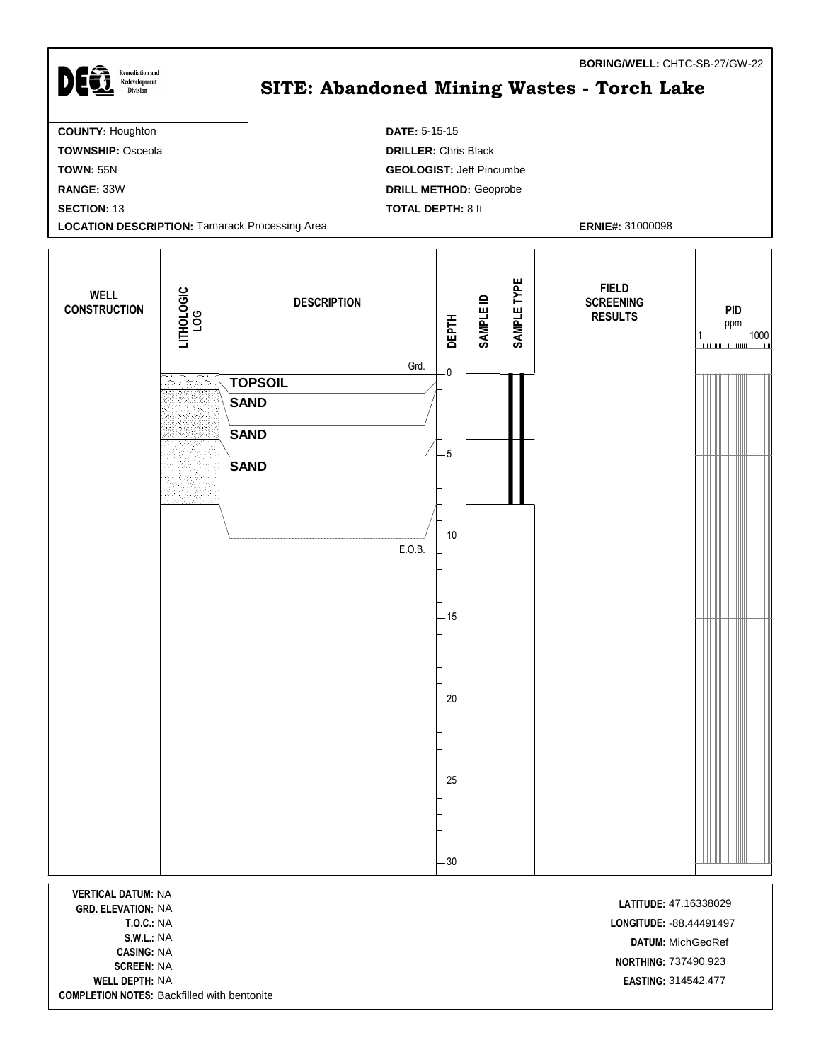**BORING/WELL:** CHTC-SB-27/GW-22

DEQ Remediation and Redevelopment Division

# SITE: Abandoned Mining Wastes - Torch Lake

**COUNTY:** Houghton
**TOWNSHIP:** Osceola
**TOWN:** 55N
**RANGE:** 33W
**SECTION:** 13
**LOCATION DESCRIPTION:** Tamarack Processing Area

**DATE:** 5-15-15
**DRILLER:** Chris Black
**GEOLOGIST:** Jeff Pincumbe
**DRILL METHOD:** Geoprobe
**TOTAL DEPTH:** 8 ft
**ERNIE#:** 31000098

| WELL CONSTRUCTION | LITHOLOGIC LOG | DESCRIPTION | DEPTH | SAMPLE ID | SAMPLE TYPE | FIELD SCREENING RESULTS | PID ppm (1 – 1000) |
|---|---|---|---|---|---|---|---|
| | | Grd. | 0 | | | | |
| | | TOPSOIL | | | | | |
| | | SAND | | | | | |
| | | SAND | 5 | | | | |
| | | SAND | | | | | |
| | | E.O.B. | 10 | | | | |
| | | | 15 | | | | |
| | | | 20 | | | | |
| | | | 25 | | | | |
| | | | 30 | | | | |

**VERTICAL DATUM:** NA
**GRD. ELEVATION:** NA
**T.O.C.:** NA
**S.W.L.:** NA
**CASING:** NA
**SCREEN:** NA
**WELL DEPTH:** NA
**COMPLETION NOTES:** Backfilled with bentonite

**LATITUDE:** 47.16338029
**LONGITUDE:** -88.44491497
**DATUM:** MichGeoRef
**NORTHING:** 737490.923
**EASTING:** 314542.477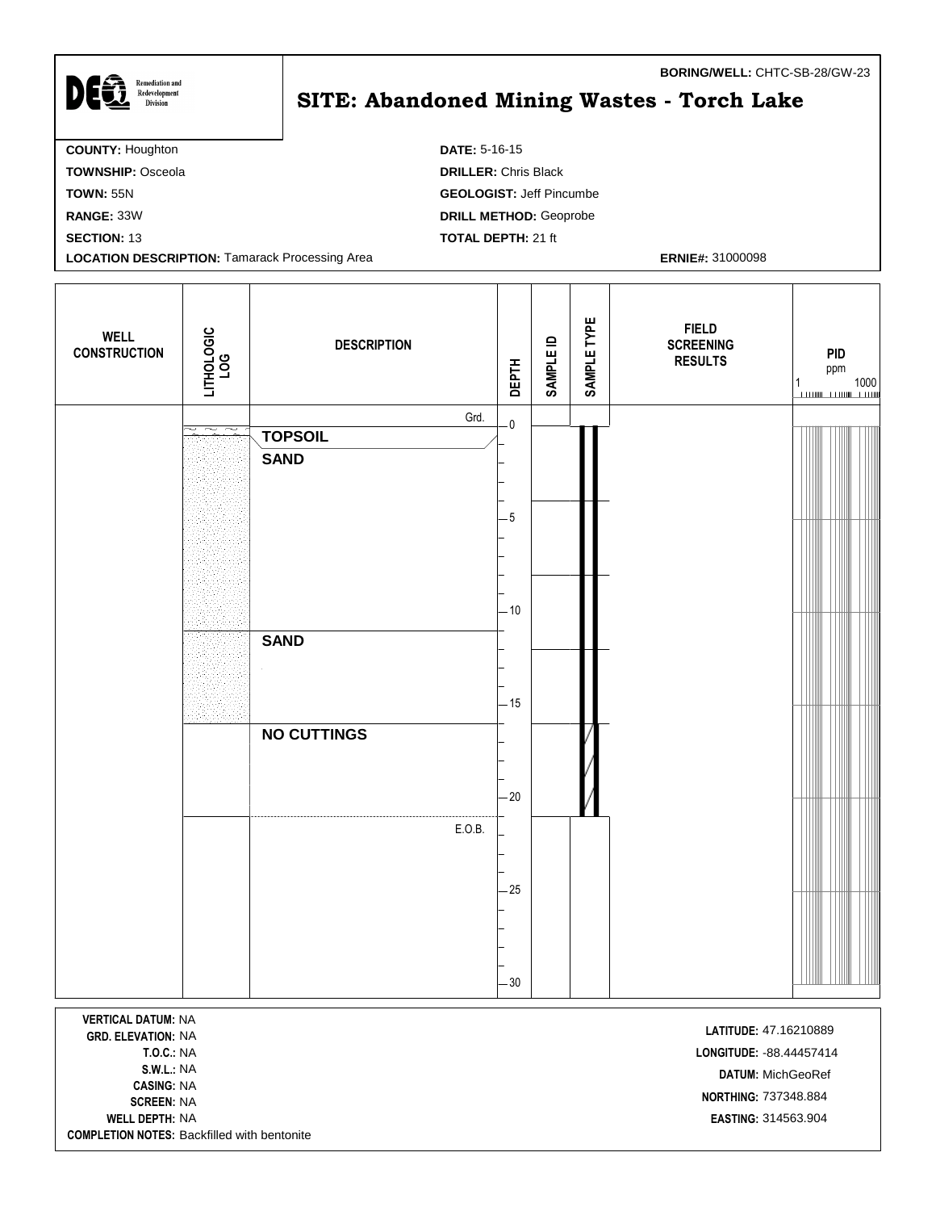**BORING/WELL:** CHTC-SB-28/GW-23

Remediation and Redevelopment Division

# SITE: Abandoned Mining Wastes - Torch Lake

**COUNTY:** Houghton
**TOWNSHIP:** Osceola
**TOWN:** 55N
**RANGE:** 33W
**SECTION:** 13
**LOCATION DESCRIPTION:** Tamarack Processing Area

**DATE:** 5-16-15
**DRILLER:** Chris Black
**GEOLOGIST:** Jeff Pincumbe
**DRILL METHOD:** Geoprobe
**TOTAL DEPTH:** 21 ft

**ERNIE#:** 31000098

| WELL CONSTRUCTION | LITHOLOGIC LOG | DESCRIPTION | DEPTH | SAMPLE ID | SAMPLE TYPE | FIELD SCREENING RESULTS | PID ppm (1 – 1000) |
|---|---|---|---|---|---|---|---|
| | | Grd. | 0 | | | | |
| | | **TOPSOIL** | | | | | |
| | | **SAND** | 5, 10 | | | | |
| | | **SAND** | 15 | | | | |
| | | **NO CUTTINGS** | 20 | | | | |
| | | E.O.B. | 25, 30 | | | | |

**VERTICAL DATUM:** NA
**GRD. ELEVATION:** NA
**T.O.C.:** NA
**S.W.L.:** NA
**CASING:** NA
**SCREEN:** NA
**WELL DEPTH:** NA
**COMPLETION NOTES:** Backfilled with bentonite

**LATITUDE:** 47.16210889
**LONGITUDE:** -88.44457414
**DATUM:** MichGeoRef
**NORTHING:** 737348.884
**EASTING:** 314563.904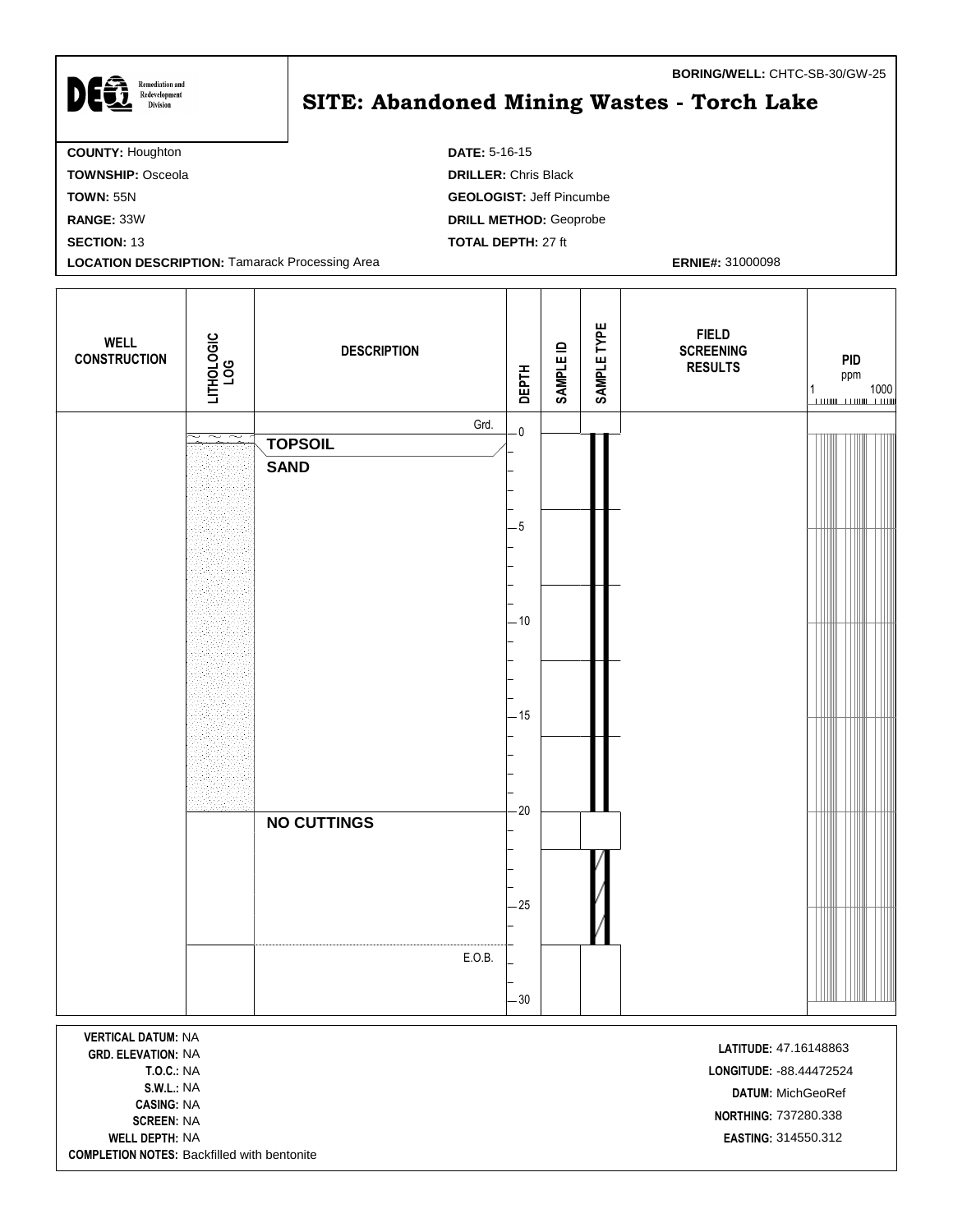**BORING/WELL:** CHTC-SB-30/GW-25

DEQ Remediation and Redevelopment Division

# SITE: Abandoned Mining Wastes - Torch Lake

**COUNTY:** Houghton
**TOWNSHIP:** Osceola
**TOWN:** 55N
**RANGE:** 33W
**SECTION:** 13
**LOCATION DESCRIPTION:** Tamarack Processing Area

**DATE:** 5-16-15
**DRILLER:** Chris Black
**GEOLOGIST:** Jeff Pincumbe
**DRILL METHOD:** Geoprobe
**TOTAL DEPTH:** 27 ft

**ERNIE#:** 31000098

| WELL CONSTRUCTION | LITHOLOGIC LOG | DESCRIPTION | DEPTH | SAMPLE ID | SAMPLE TYPE | FIELD SCREENING RESULTS | PID ppm (1–1000) |
|---|---|---|---|---|---|---|---|
| | | Grd. | 0 | | | | |
| | | **TOPSOIL** | | | | | |
| | | **SAND** | 0–20 | | | | |
| | | **NO CUTTINGS** | 20–27 | | | | |
| | | E.O.B. | 27 | | | | |

**VERTICAL DATUM:** NA
**GRD. ELEVATION:** NA
**T.O.C.:** NA
**S.W.L.:** NA
**CASING:** NA
**SCREEN:** NA
**WELL DEPTH:** NA
**COMPLETION NOTES:** Backfilled with bentonite

**LATITUDE:** 47.16148863
**LONGITUDE:** -88.44472524
**DATUM:** MichGeoRef
**NORTHING:** 737280.338
**EASTING:** 314550.312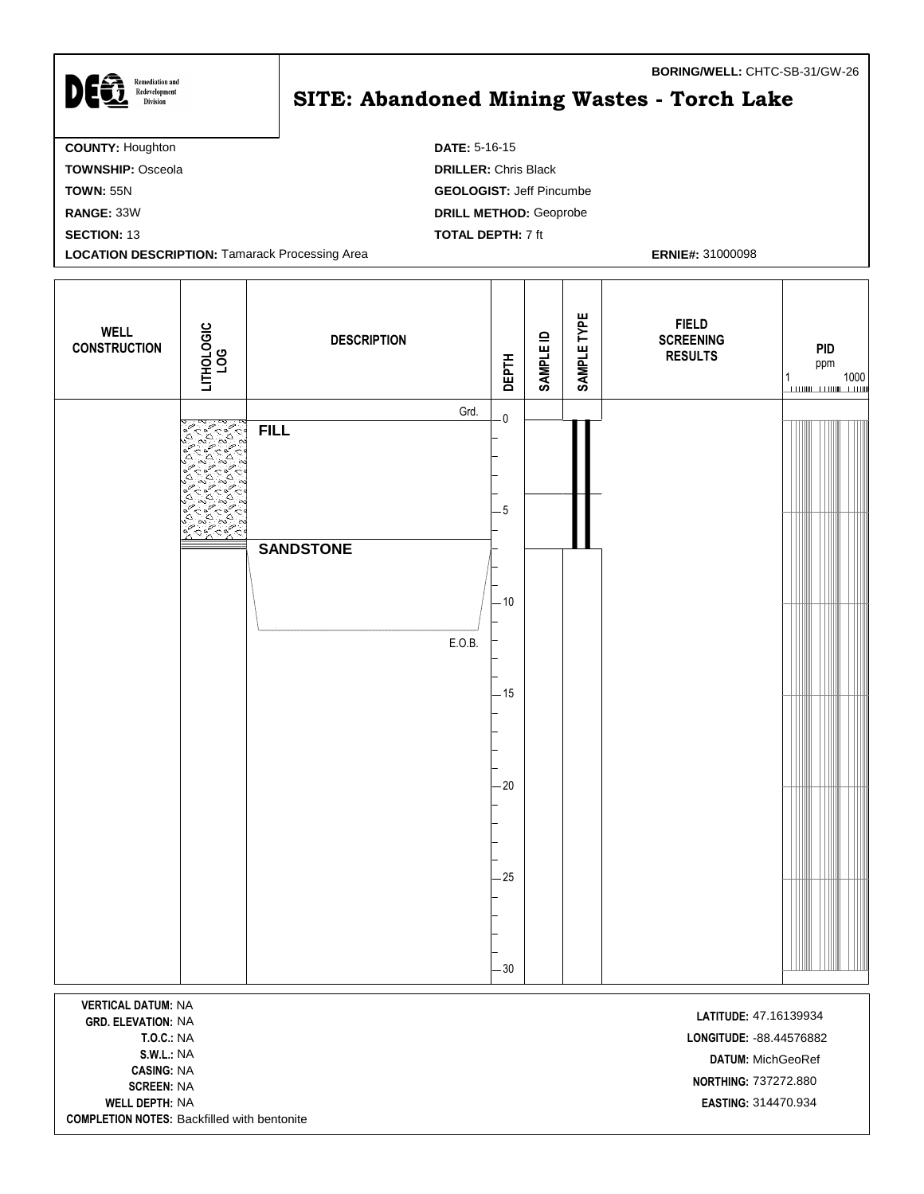**BORING/WELL:** CHTC-SB-31/GW-26

DEQ Remediation and Redevelopment Division

# SITE: Abandoned Mining Wastes - Torch Lake

**COUNTY:** Houghton
**TOWNSHIP:** Osceola
**TOWN:** 55N
**RANGE:** 33W
**SECTION:** 13
**LOCATION DESCRIPTION:** Tamarack Processing Area

**DATE:** 5-16-15
**DRILLER:** Chris Black
**GEOLOGIST:** Jeff Pincumbe
**DRILL METHOD:** Geoprobe
**TOTAL DEPTH:** 7 ft

**ERNIE#:** 31000098

| WELL CONSTRUCTION | LITHOLOGIC LOG | DESCRIPTION | DEPTH | SAMPLE ID | SAMPLE TYPE | FIELD SCREENING RESULTS | PID ppm (1 – 1000) |
|---|---|---|---|---|---|---|---|
| | | Grd. | 0 | | | | |
| | | **FILL** | | | | | |
| | | | 5 | | | | |
| | | **SANDSTONE** | | | | | |
| | | | 10 | | | | |
| | | E.O.B. | | | | | |
| | | | 15 | | | | |
| | | | 20 | | | | |
| | | | 25 | | | | |
| | | | 30 | | | | |

**VERTICAL DATUM:** NA
**GRD. ELEVATION:** NA
**T.O.C.:** NA
**S.W.L.:** NA
**CASING:** NA
**SCREEN:** NA
**WELL DEPTH:** NA
**COMPLETION NOTES:** Backfilled with bentonite

**LATITUDE:** 47.16139934
**LONGITUDE:** -88.44576882
**DATUM:** MichGeoRef
**NORTHING:** 737272.880
**EASTING:** 314470.934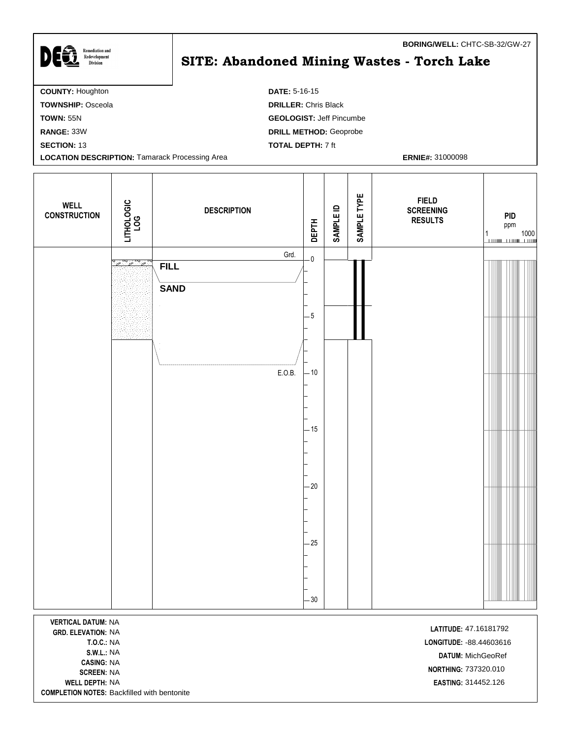**BORING/WELL:** CHTC-SB-32/GW-27

DEQ Remediation and Redevelopment Division

# SITE: Abandoned Mining Wastes - Torch Lake

**COUNTY:** Houghton
**TOWNSHIP:** Osceola
**TOWN:** 55N
**RANGE:** 33W
**SECTION:** 13
**LOCATION DESCRIPTION:** Tamarack Processing Area

**DATE:** 5-16-15
**DRILLER:** Chris Black
**GEOLOGIST:** Jeff Pincumbe
**DRILL METHOD:** Geoprobe
**TOTAL DEPTH:** 7 ft
**ERNIE#:** 31000098

| WELL CONSTRUCTION | LITHOLOGIC LOG | DESCRIPTION | DEPTH | SAMPLE ID | SAMPLE TYPE | FIELD SCREENING RESULTS | PID ppm (1–1000) |
|---|---|---|---|---|---|---|---|
| | | Grd. | 0 | | | | |
| | | **FILL** | | | | | |
| | | **SAND** | | | | | |
| | | | 5 | | | | |
| | | E.O.B. | 10 | | | | |
| | | | 15 | | | | |
| | | | 20 | | | | |
| | | | 25 | | | | |
| | | | 30 | | | | |

**VERTICAL DATUM:** NA
**GRD. ELEVATION:** NA
**T.O.C.:** NA
**S.W.L.:** NA
**CASING:** NA
**SCREEN:** NA
**WELL DEPTH:** NA
**COMPLETION NOTES:** Backfilled with bentonite

**LATITUDE:** 47.16181792
**LONGITUDE:** -88.44603616
**DATUM:** MichGeoRef
**NORTHING:** 737320.010
**EASTING:** 314452.126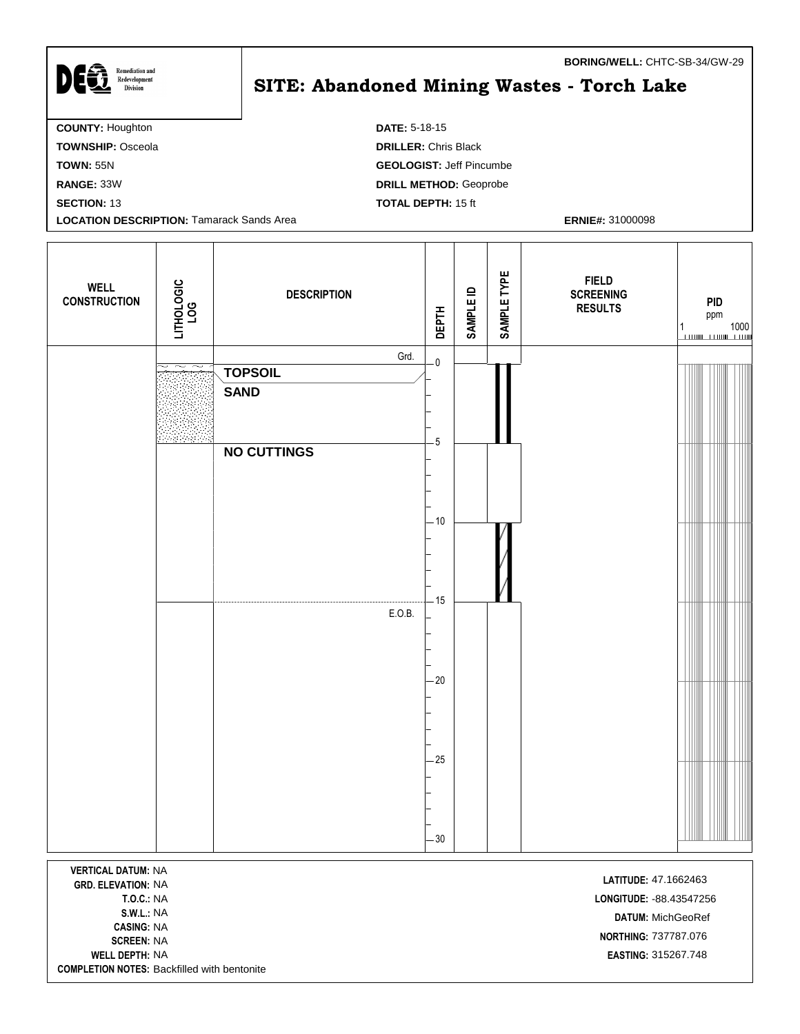**BORING/WELL:** CHTC-SB-34/GW-29

DEQ Remediation and Redevelopment Division

# SITE: Abandoned Mining Wastes - Torch Lake

**COUNTY:** Houghton
**TOWNSHIP:** Osceola
**TOWN:** 55N
**RANGE:** 33W
**SECTION:** 13
**LOCATION DESCRIPTION:** Tamarack Sands Area

**DATE:** 5-18-15
**DRILLER:** Chris Black
**GEOLOGIST:** Jeff Pincumbe
**DRILL METHOD:** Geoprobe
**TOTAL DEPTH:** 15 ft

**ERNIE#:** 31000098

| WELL CONSTRUCTION | LITHOLOGIC LOG | DESCRIPTION | DEPTH | SAMPLE ID | SAMPLE TYPE | FIELD SCREENING RESULTS | PID ppm (1 – 1000) |
|---|---|---|---|---|---|---|---|
| | | Grd. | 0 | | | | |
| | | **TOPSOIL** | | | | | |
| | | **SAND** | | | | | |
| | | **NO CUTTINGS** | 5 | | | | |
| | | | 10 | | | | |
| | | E.O.B. | 15 | | | | |
| | | | 20 | | | | |
| | | | 25 | | | | |
| | | | 30 | | | | |

**VERTICAL DATUM:** NA
**GRD. ELEVATION:** NA
**T.O.C.:** NA
**S.W.L.:** NA
**CASING:** NA
**SCREEN:** NA
**WELL DEPTH:** NA
**COMPLETION NOTES:** Backfilled with bentonite

**LATITUDE:** 47.1662463
**LONGITUDE:** -88.43547256
**DATUM:** MichGeoRef
**NORTHING:** 737787.076
**EASTING:** 315267.748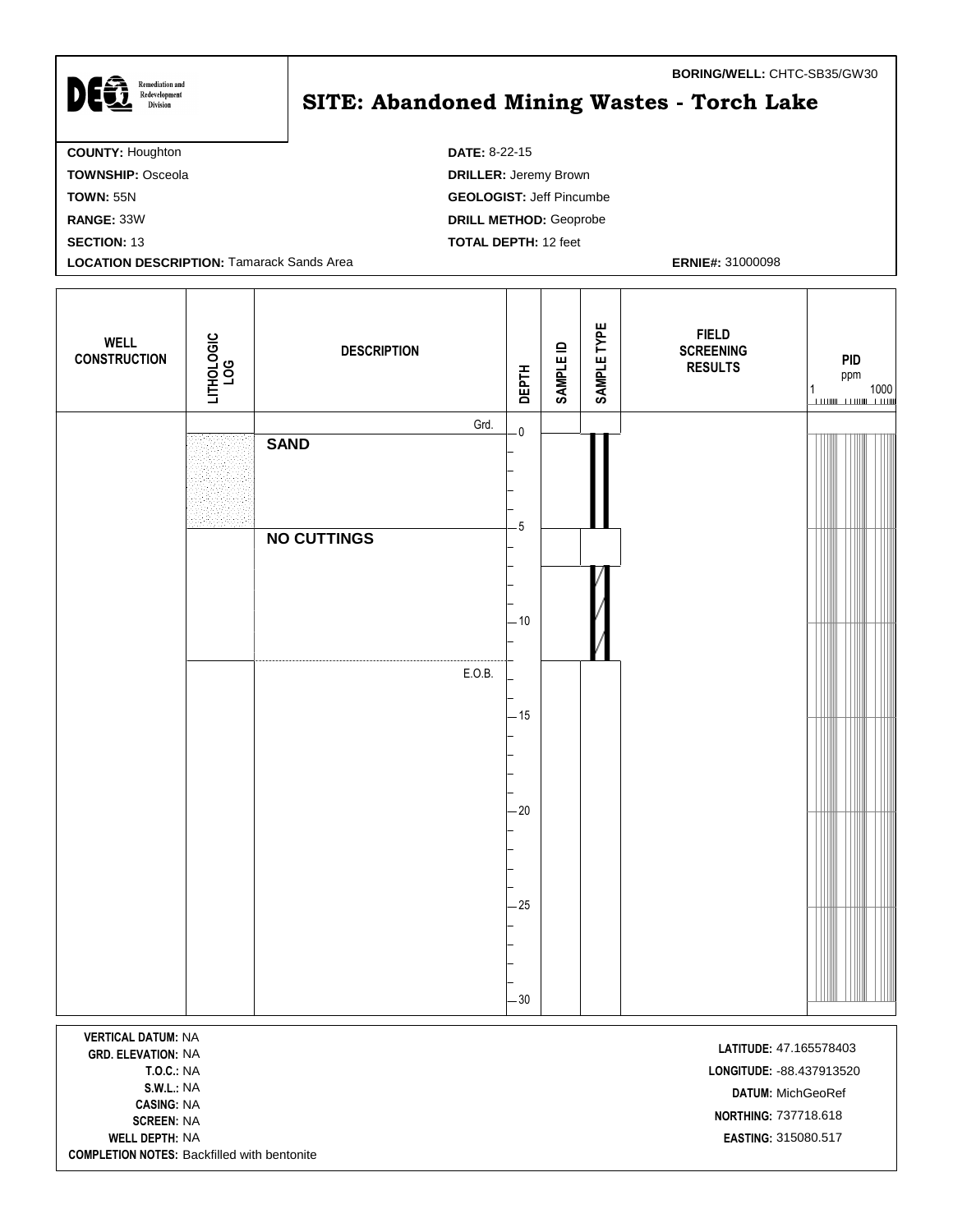**BORING/WELL:** CHTC-SB35/GW30

DEQ Remediation and Redevelopment Division

# SITE: Abandoned Mining Wastes - Torch Lake

**COUNTY:** Houghton
**TOWNSHIP:** Osceola
**TOWN:** 55N
**RANGE:** 33W
**SECTION:** 13
**LOCATION DESCRIPTION:** Tamarack Sands Area

**DATE:** 8-22-15
**DRILLER:** Jeremy Brown
**GEOLOGIST:** Jeff Pincumbe
**DRILL METHOD:** Geoprobe
**TOTAL DEPTH:** 12 feet

**ERNIE#:** 31000098

| WELL CONSTRUCTION | LITHOLOGIC LOG | DESCRIPTION | DEPTH | SAMPLE ID | SAMPLE TYPE | FIELD SCREENING RESULTS | PID ppm (1 – 1000) |
|---|---|---|---|---|---|---|---|
| | | Grd. | 0 | | | | |
| | Sand | **SAND** | 0–5 | | | | |
| | | **NO CUTTINGS** | 5–12 | | | | |
| | | E.O.B. | 12 | | | | |

**VERTICAL DATUM:** NA
**GRD. ELEVATION:** NA
**T.O.C.:** NA
**S.W.L.:** NA
**CASING:** NA
**SCREEN:** NA
**WELL DEPTH:** NA
**COMPLETION NOTES:** Backfilled with bentonite

**LATITUDE:** 47.165578403
**LONGITUDE:** -88.437913520
**DATUM:** MichGeoRef
**NORTHING:** 737718.618
**EASTING:** 315080.517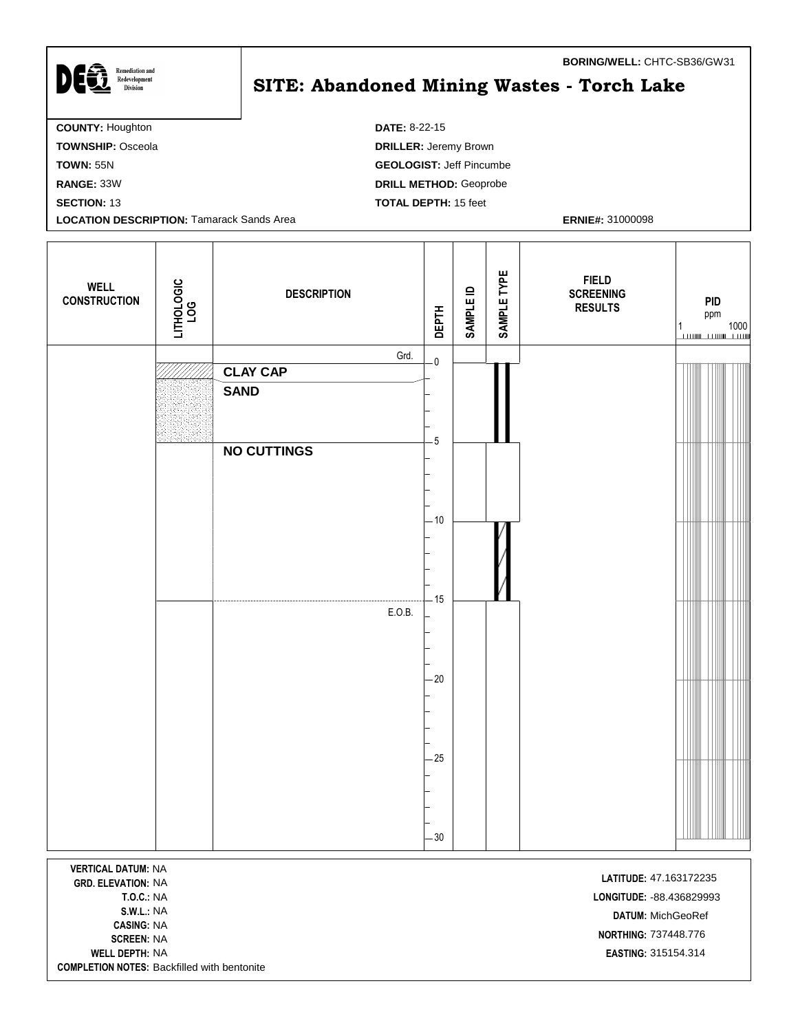**BORING/WELL:** CHTC-SB36/GW31

DEQ Remediation and Redevelopment Division

# SITE: Abandoned Mining Wastes - Torch Lake

**COUNTY:** Houghton
**TOWNSHIP:** Osceola
**TOWN:** 55N
**RANGE:** 33W
**SECTION:** 13
**LOCATION DESCRIPTION:** Tamarack Sands Area

**DATE:** 8-22-15
**DRILLER:** Jeremy Brown
**GEOLOGIST:** Jeff Pincumbe
**DRILL METHOD:** Geoprobe
**TOTAL DEPTH:** 15 feet

**ERNIE#:** 31000098

| WELL CONSTRUCTION | LITHOLOGIC LOG | DESCRIPTION | DEPTH | SAMPLE ID | SAMPLE TYPE | FIELD SCREENING RESULTS | PID ppm (1 – 1000) |
|---|---|---|---|---|---|---|---|
| | | Grd. | 0 | | | | |
| | | **CLAY CAP** | | | | | |
| | | **SAND** | | | | | |
| | | **NO CUTTINGS** | 5 | | | | |
| | | | 10 | | | | |
| | | E.O.B. | 15 | | | | |
| | | | 20 | | | | |
| | | | 25 | | | | |
| | | | 30 | | | | |

**VERTICAL DATUM:** NA
**GRD. ELEVATION:** NA
**T.O.C.:** NA
**S.W.L.:** NA
**CASING:** NA
**SCREEN:** NA
**WELL DEPTH:** NA
**COMPLETION NOTES:** Backfilled with bentonite

**LATITUDE:** 47.163172235
**LONGITUDE:** -88.436829993
**DATUM:** MichGeoRef
**NORTHING:** 737448.776
**EASTING:** 315154.314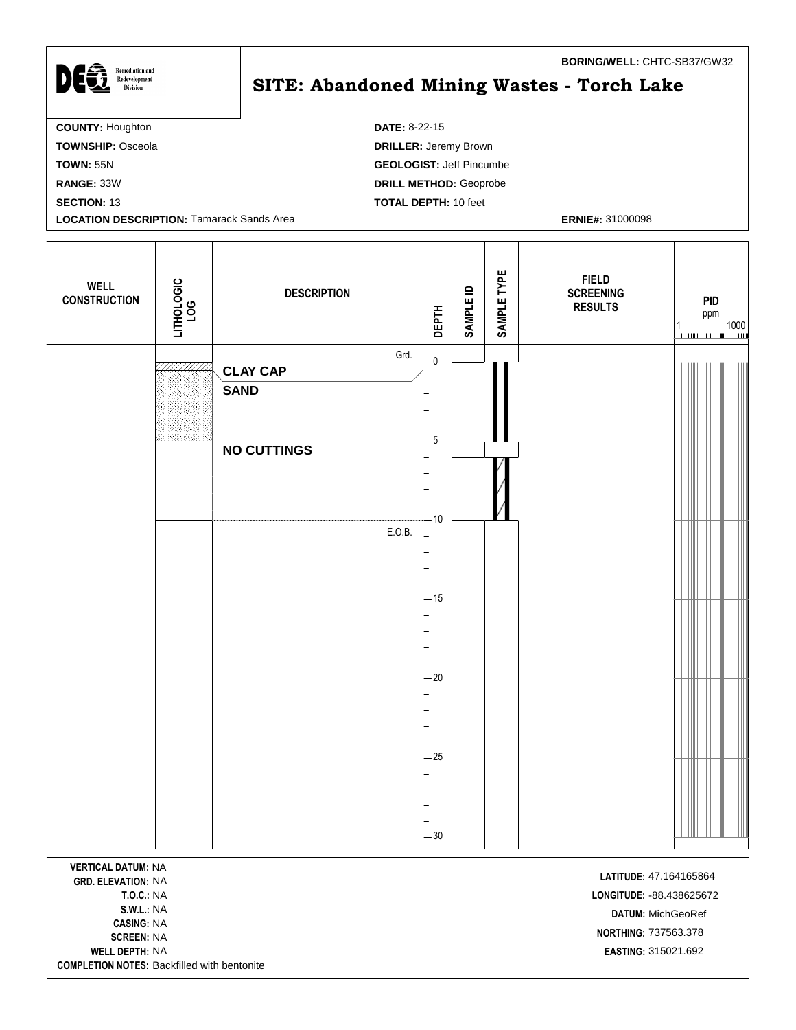**BORING/WELL:** CHTC-SB37/GW32

DEQ Remediation and Redevelopment Division

# SITE: Abandoned Mining Wastes - Torch Lake

**COUNTY:** Houghton
**TOWNSHIP:** Osceola
**TOWN:** 55N
**RANGE:** 33W
**SECTION:** 13
**LOCATION DESCRIPTION:** Tamarack Sands Area

**DATE:** 8-22-15
**DRILLER:** Jeremy Brown
**GEOLOGIST:** Jeff Pincumbe
**DRILL METHOD:** Geoprobe
**TOTAL DEPTH:** 10 feet

**ERNIE#:** 31000098

| WELL CONSTRUCTION | LITHOLOGIC LOG | DESCRIPTION | DEPTH | SAMPLE ID | SAMPLE TYPE | FIELD SCREENING RESULTS | PID ppm (1 – 1000) |
|---|---|---|---|---|---|---|---|
| | | Grd. | 0 | | | | |
| | | **CLAY CAP** | | | | | |
| | | **SAND** | | | | | |
| | | **NO CUTTINGS** | 5 | | | | |
| | | E.O.B. | 10 | | | | |
| | | | 15 | | | | |
| | | | 20 | | | | |
| | | | 25 | | | | |
| | | | 30 | | | | |

**VERTICAL DATUM:** NA
**GRD. ELEVATION:** NA
**T.O.C.:** NA
**S.W.L.:** NA
**CASING:** NA
**SCREEN:** NA
**WELL DEPTH:** NA
**COMPLETION NOTES:** Backfilled with bentonite

**LATITUDE:** 47.164165864
**LONGITUDE:** -88.438625672
**DATUM:** MichGeoRef
**NORTHING:** 737563.378
**EASTING:** 315021.692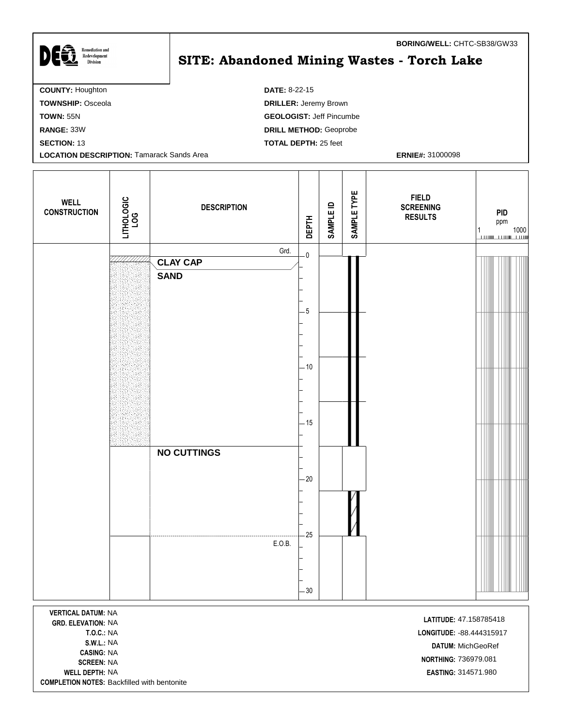**BORING/WELL:** CHTC-SB38/GW33

DEQ Remediation and Redevelopment Division

# SITE: Abandoned Mining Wastes - Torch Lake

**COUNTY:** Houghton
**TOWNSHIP:** Osceola
**TOWN:** 55N
**RANGE:** 33W
**SECTION:** 13
**LOCATION DESCRIPTION:** Tamarack Sands Area

**DATE:** 8-22-15
**DRILLER:** Jeremy Brown
**GEOLOGIST:** Jeff Pincumbe
**DRILL METHOD:** Geoprobe
**TOTAL DEPTH:** 25 feet

**ERNIE#:** 31000098

| WELL CONSTRUCTION | LITHOLOGIC LOG | DESCRIPTION | DEPTH | SAMPLE ID | SAMPLE TYPE | FIELD SCREENING RESULTS | PID ppm (1 – 1000) |
|---|---|---|---|---|---|---|---|
| | | Grd. | 0 | | | | |
| | | **CLAY CAP** | | | | | |
| | | **SAND** | 5, 10, 15 | | | | |
| | | **NO CUTTINGS** | 20, 25 | | | | |
| | | E.O.B. | 25 | | | | |
| | | | 30 | | | | |

**VERTICAL DATUM:** NA
**GRD. ELEVATION:** NA
**T.O.C.:** NA
**S.W.L.:** NA
**CASING:** NA
**SCREEN:** NA
**WELL DEPTH:** NA
**COMPLETION NOTES:** Backfilled with bentonite

**LATITUDE:** 47.158785418
**LONGITUDE:** -88.444315917
**DATUM:** MichGeoRef
**NORTHING:** 736979.081
**EASTING:** 314571.980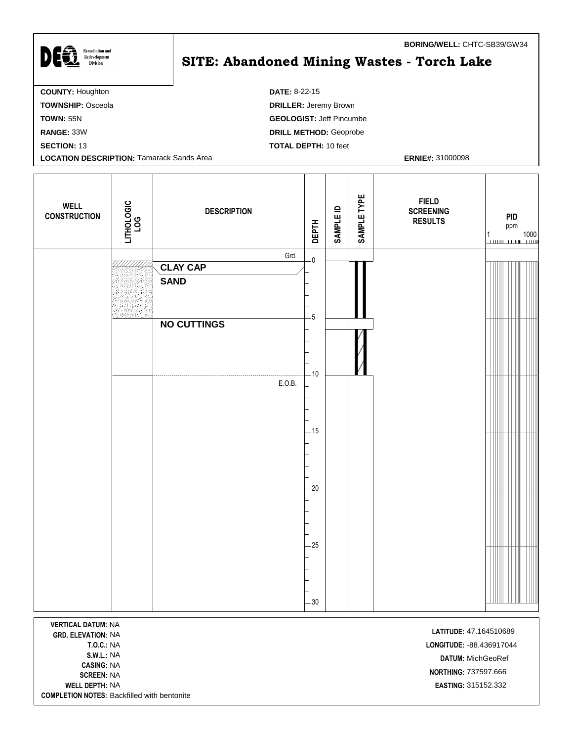**BORING/WELL:** CHTC-SB39/GW34

DEQ Remediation and Redevelopment Division

# SITE: Abandoned Mining Wastes - Torch Lake

**COUNTY:** Houghton
**TOWNSHIP:** Osceola
**TOWN:** 55N
**RANGE:** 33W
**SECTION:** 13
**LOCATION DESCRIPTION:** Tamarack Sands Area

**DATE:** 8-22-15
**DRILLER:** Jeremy Brown
**GEOLOGIST:** Jeff Pincumbe
**DRILL METHOD:** Geoprobe
**TOTAL DEPTH:** 10 feet

**ERNIE#:** 31000098

| WELL CONSTRUCTION | LITHOLOGIC LOG | DESCRIPTION | DEPTH | SAMPLE ID | SAMPLE TYPE | FIELD SCREENING RESULTS | PID ppm (1 – 1000) |
|---|---|---|---|---|---|---|---|
| | | Grd. | 0 | | | | |
| | | **CLAY CAP** | | | | | |
| | | **SAND** | | | | | |
| | | **NO CUTTINGS** | 5 | | | | |
| | | E.O.B. | 10 | | | | |
| | | | 15 | | | | |
| | | | 20 | | | | |
| | | | 25 | | | | |
| | | | 30 | | | | |

**VERTICAL DATUM:** NA
**GRD. ELEVATION:** NA
**T.O.C.:** NA
**S.W.L.:** NA
**CASING:** NA
**SCREEN:** NA
**WELL DEPTH:** NA
**COMPLETION NOTES:** Backfilled with bentonite

**LATITUDE:** 47.164510689
**LONGITUDE:** -88.436917044
**DATUM:** MichGeoRef
**NORTHING:** 737597.666
**EASTING:** 315152.332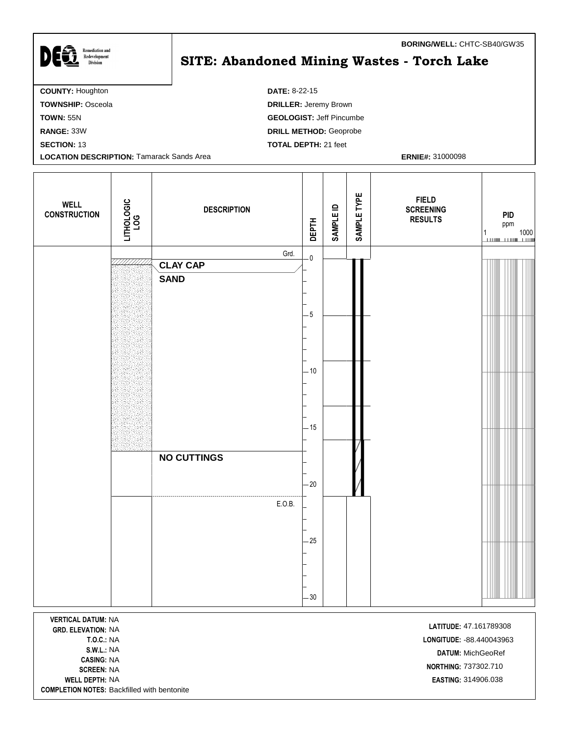**BORING/WELL:** CHTC-SB40/GW35

DEQ Remediation and Redevelopment Division

# SITE: Abandoned Mining Wastes - Torch Lake

**COUNTY:** Houghton
**TOWNSHIP:** Osceola
**TOWN:** 55N
**RANGE:** 33W
**SECTION:** 13
**LOCATION DESCRIPTION:** Tamarack Sands Area

**DATE:** 8-22-15
**DRILLER:** Jeremy Brown
**GEOLOGIST:** Jeff Pincumbe
**DRILL METHOD:** Geoprobe
**TOTAL DEPTH:** 21 feet
**ERNIE#:** 31000098

| WELL CONSTRUCTION | LITHOLOGIC LOG | DESCRIPTION | DEPTH | SAMPLE ID | SAMPLE TYPE | FIELD SCREENING RESULTS | PID ppm (1 – 1000) |
|---|---|---|---|---|---|---|---|
| | | Grd. | 0 | | | | |
| | | **CLAY CAP** | | | | | |
| | | **SAND** | 5, 10, 15 | | | | |
| | | **NO CUTTINGS** | 20 | | | | |
| | | E.O.B. | 25, 30 | | | | |

**VERTICAL DATUM:** NA
**GRD. ELEVATION:** NA
**T.O.C.:** NA
**S.W.L.:** NA
**CASING:** NA
**SCREEN:** NA
**WELL DEPTH:** NA
**COMPLETION NOTES:** Backfilled with bentonite

**LATITUDE:** 47.161789308
**LONGITUDE:** -88.440043963
**DATUM:** MichGeoRef
**NORTHING:** 737302.710
**EASTING:** 314906.038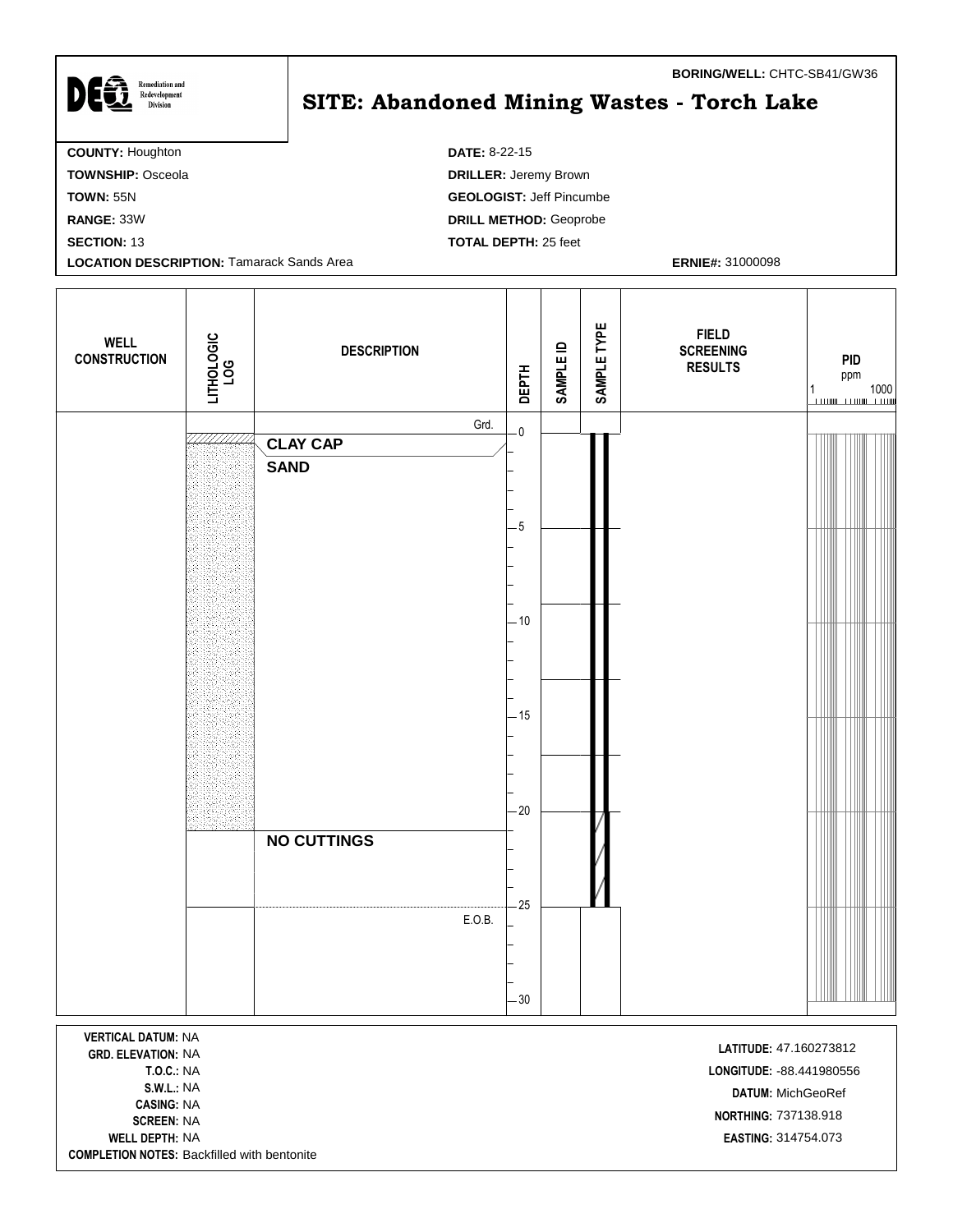DEQ Remediation and Redevelopment Division

**BORING/WELL:** CHTC-SB41/GW36

# SITE: Abandoned Mining Wastes - Torch Lake

**COUNTY:** Houghton
**TOWNSHIP:** Osceola
**TOWN:** 55N
**RANGE:** 33W
**SECTION:** 13
**LOCATION DESCRIPTION:** Tamarack Sands Area

**DATE:** 8-22-15
**DRILLER:** Jeremy Brown
**GEOLOGIST:** Jeff Pincumbe
**DRILL METHOD:** Geoprobe
**TOTAL DEPTH:** 25 feet

**ERNIE#:** 31000098

| WELL CONSTRUCTION | LITHOLOGIC LOG | DESCRIPTION | DEPTH | SAMPLE ID | SAMPLE TYPE | FIELD SCREENING RESULTS | PID ppm (1 – 1000) |
|---|---|---|---|---|---|---|---|
| | | Grd. | 0 | | | | |
| | | **CLAY CAP** | | | | | |
| | | **SAND** | 0–21 | | | | |
| | | **NO CUTTINGS** | 21–25 | | | | |
| | | E.O.B. | 25 | | | | |

**VERTICAL DATUM:** NA
**GRD. ELEVATION:** NA
**T.O.C.:** NA
**S.W.L.:** NA
**CASING:** NA
**SCREEN:** NA
**WELL DEPTH:** NA
**COMPLETION NOTES:** Backfilled with bentonite

**LATITUDE:** 47.160273812
**LONGITUDE:** -88.441980556
**DATUM:** MichGeoRef
**NORTHING:** 737138.918
**EASTING:** 314754.073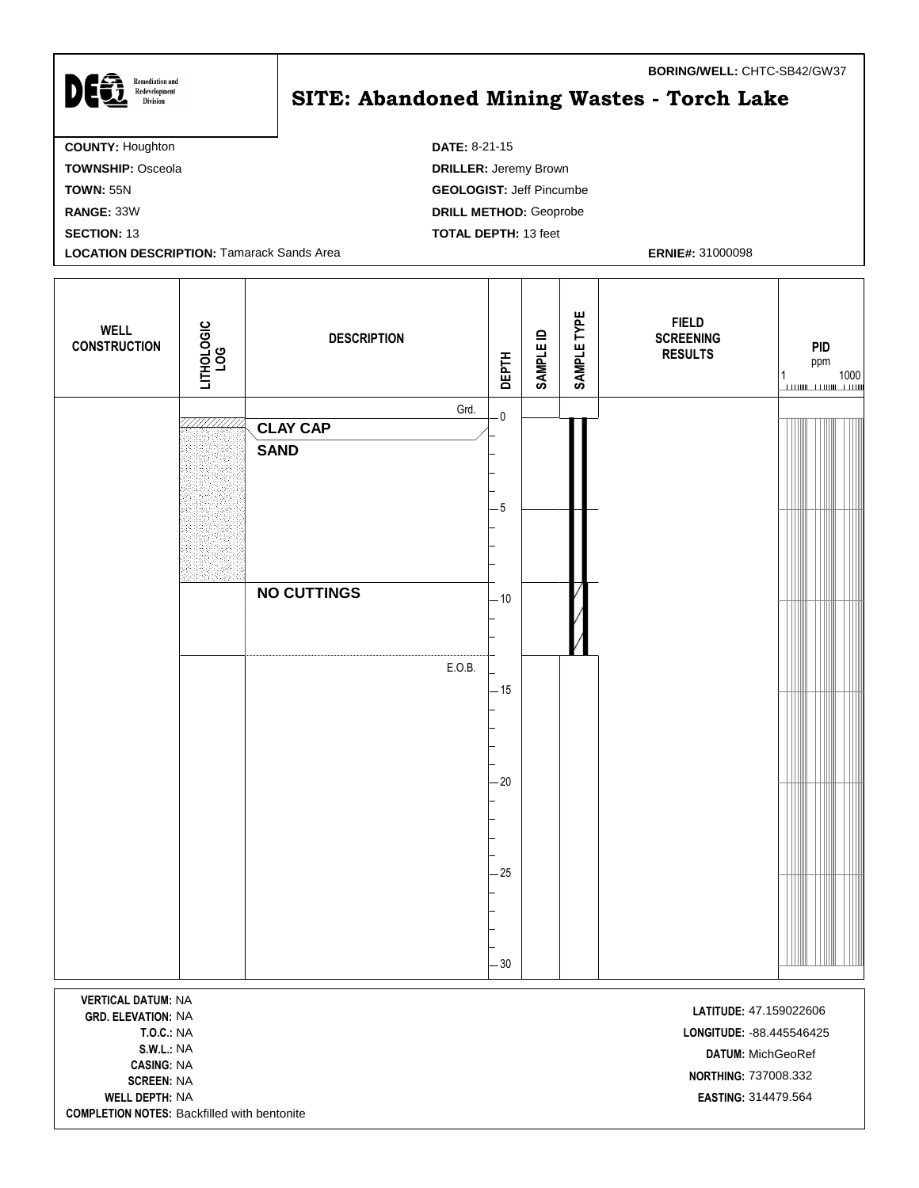Remediation and Redevelopment Division

**BORING/WELL:** CHTC-SB42/GW37

# SITE: Abandoned Mining Wastes - Torch Lake

**COUNTY:** Houghton
**TOWNSHIP:** Osceola
**TOWN:** 55N
**RANGE:** 33W
**SECTION:** 13
**LOCATION DESCRIPTION:** Tamarack Sands Area

**DATE:** 8-21-15
**DRILLER:** Jeremy Brown
**GEOLOGIST:** Jeff Pincumbe
**DRILL METHOD:** Geoprobe
**TOTAL DEPTH:** 13 feet

**ERNIE#:** 31000098

| WELL CONSTRUCTION | LITHOLOGIC LOG | DESCRIPTION | DEPTH | SAMPLE ID | SAMPLE TYPE | FIELD SCREENING RESULTS | PID ppm (1 – 1000) |
|---|---|---|---|---|---|---|---|
| | | Grd. | 0 | | | | |
| | | **CLAY CAP** | | | | | |
| | | **SAND** | 0–9 | | | | |
| | | **NO CUTTINGS** | 9–13 | | | | |
| | | E.O.B. | 13 | | | | |

**VERTICAL DATUM:** NA
**GRD. ELEVATION:** NA
**T.O.C.:** NA
**S.W.L.:** NA
**CASING:** NA
**SCREEN:** NA
**WELL DEPTH:** NA
**COMPLETION NOTES:** Backfilled with bentonite

**LATITUDE:** 47.159022606
**LONGITUDE:** -88.445546425
**DATUM:** MichGeoRef
**NORTHING:** 737008.332
**EASTING:** 314479.564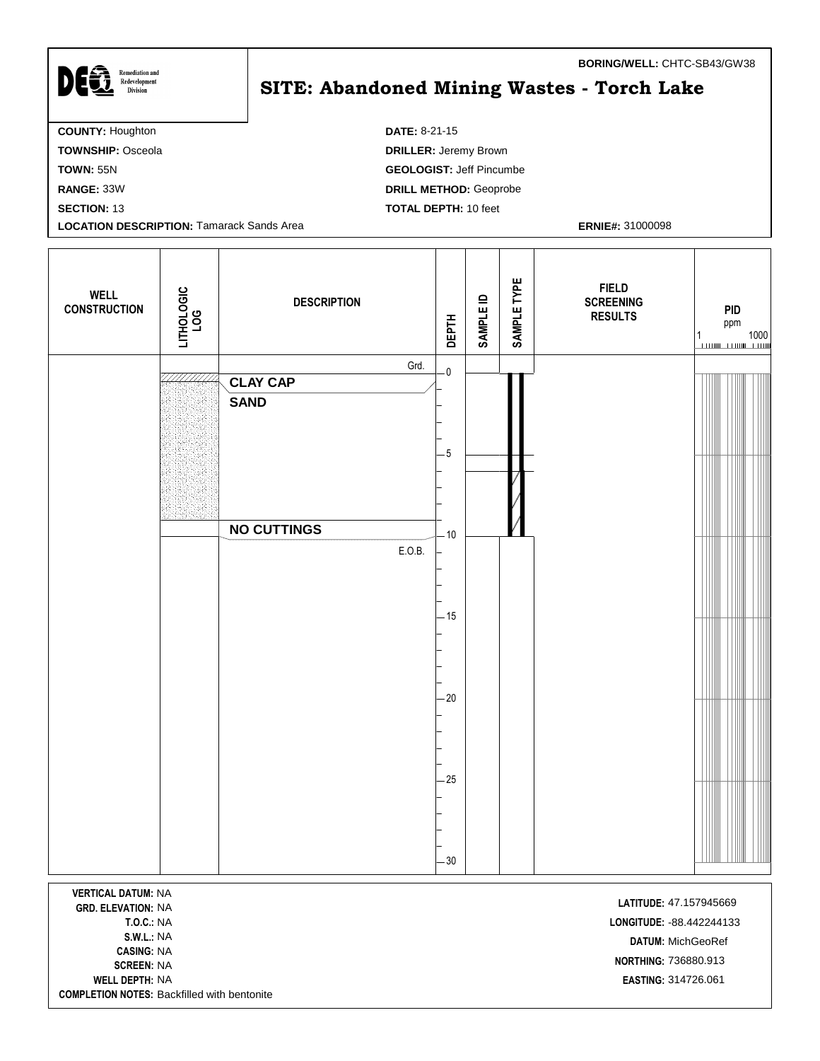**BORING/WELL:** CHTC-SB43/GW38

DEQ Remediation and Redevelopment Division

# SITE: Abandoned Mining Wastes - Torch Lake

**COUNTY:** Houghton
**TOWNSHIP:** Osceola
**TOWN:** 55N
**RANGE:** 33W
**SECTION:** 13
**LOCATION DESCRIPTION:** Tamarack Sands Area

**DATE:** 8-21-15
**DRILLER:** Jeremy Brown
**GEOLOGIST:** Jeff Pincumbe
**DRILL METHOD:** Geoprobe
**TOTAL DEPTH:** 10 feet

**ERNIE#:** 31000098

| WELL CONSTRUCTION | LITHOLOGIC LOG | DESCRIPTION | DEPTH | SAMPLE ID | SAMPLE TYPE | FIELD SCREENING RESULTS | PID ppm (1 – 1000) |
|---|---|---|---|---|---|---|---|
| | | Grd. | 0 | | | | |
| | | **CLAY CAP** | | | | | |
| | | **SAND** | | | | | |
| | | | 5 | | | | |
| | | **NO CUTTINGS** | 10 | | | | |
| | | E.O.B. | | | | | |
| | | | 15 | | | | |
| | | | 20 | | | | |
| | | | 25 | | | | |
| | | | 30 | | | | |

**VERTICAL DATUM:** NA
**GRD. ELEVATION:** NA
**T.O.C.:** NA
**S.W.L.:** NA
**CASING:** NA
**SCREEN:** NA
**WELL DEPTH:** NA
**COMPLETION NOTES:** Backfilled with bentonite

**LATITUDE:** 47.157945669
**LONGITUDE:** -88.442244133
**DATUM:** MichGeoRef
**NORTHING:** 736880.913
**EASTING:** 314726.061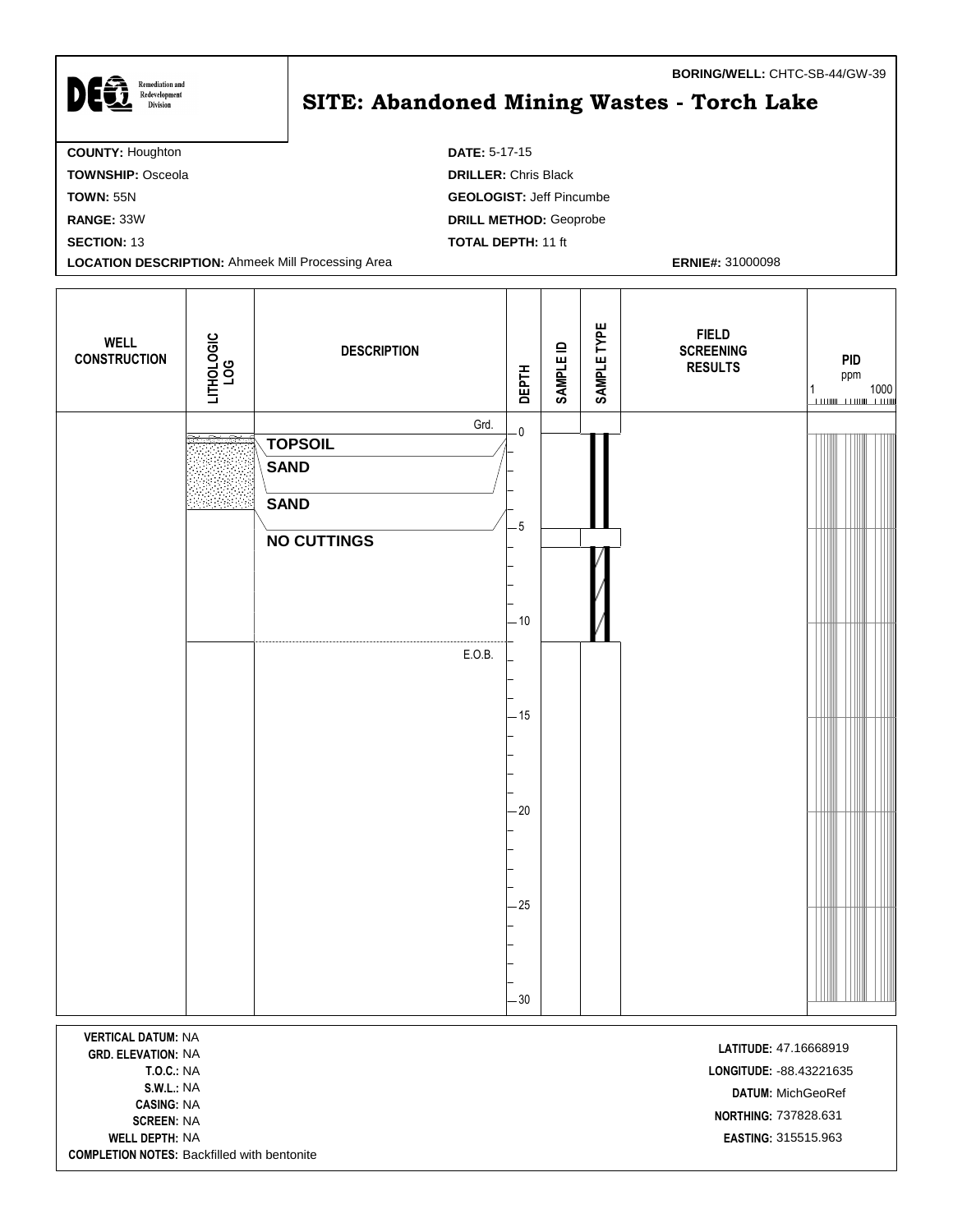**BORING/WELL:** CHTC-SB-44/GW-39

DEQ Remediation and Redevelopment Division

# SITE: Abandoned Mining Wastes - Torch Lake

**COUNTY:** Houghton
**TOWNSHIP:** Osceola
**TOWN:** 55N
**RANGE:** 33W
**SECTION:** 13
**LOCATION DESCRIPTION:** Ahmeek Mill Processing Area

**DATE:** 5-17-15
**DRILLER:** Chris Black
**GEOLOGIST:** Jeff Pincumbe
**DRILL METHOD:** Geoprobe
**TOTAL DEPTH:** 11 ft
**ERNIE#:** 31000098

| WELL CONSTRUCTION | LITHOLOGIC LOG | DESCRIPTION | DEPTH | SAMPLE ID | SAMPLE TYPE | FIELD SCREENING RESULTS | PID ppm (1 – 1000) |
|---|---|---|---|---|---|---|---|
| | | Grd. | 0 | | | | |
| | | **TOPSOIL** | | | | | |
| | | **SAND** | | | | | |
| | | **SAND** | | | | | |
| | | **NO CUTTINGS** | 5 | | | | |
| | | | 10 | | | | |
| | | E.O.B. | | | | | |
| | | | 15 | | | | |
| | | | 20 | | | | |
| | | | 25 | | | | |
| | | | 30 | | | | |

**VERTICAL DATUM:** NA
**GRD. ELEVATION:** NA
**T.O.C.:** NA
**S.W.L.:** NA
**CASING:** NA
**SCREEN:** NA
**WELL DEPTH:** NA
**COMPLETION NOTES:** Backfilled with bentonite

**LATITUDE:** 47.16668919
**LONGITUDE:** -88.43221635
**DATUM:** MichGeoRef
**NORTHING:** 737828.631
**EASTING:** 315515.963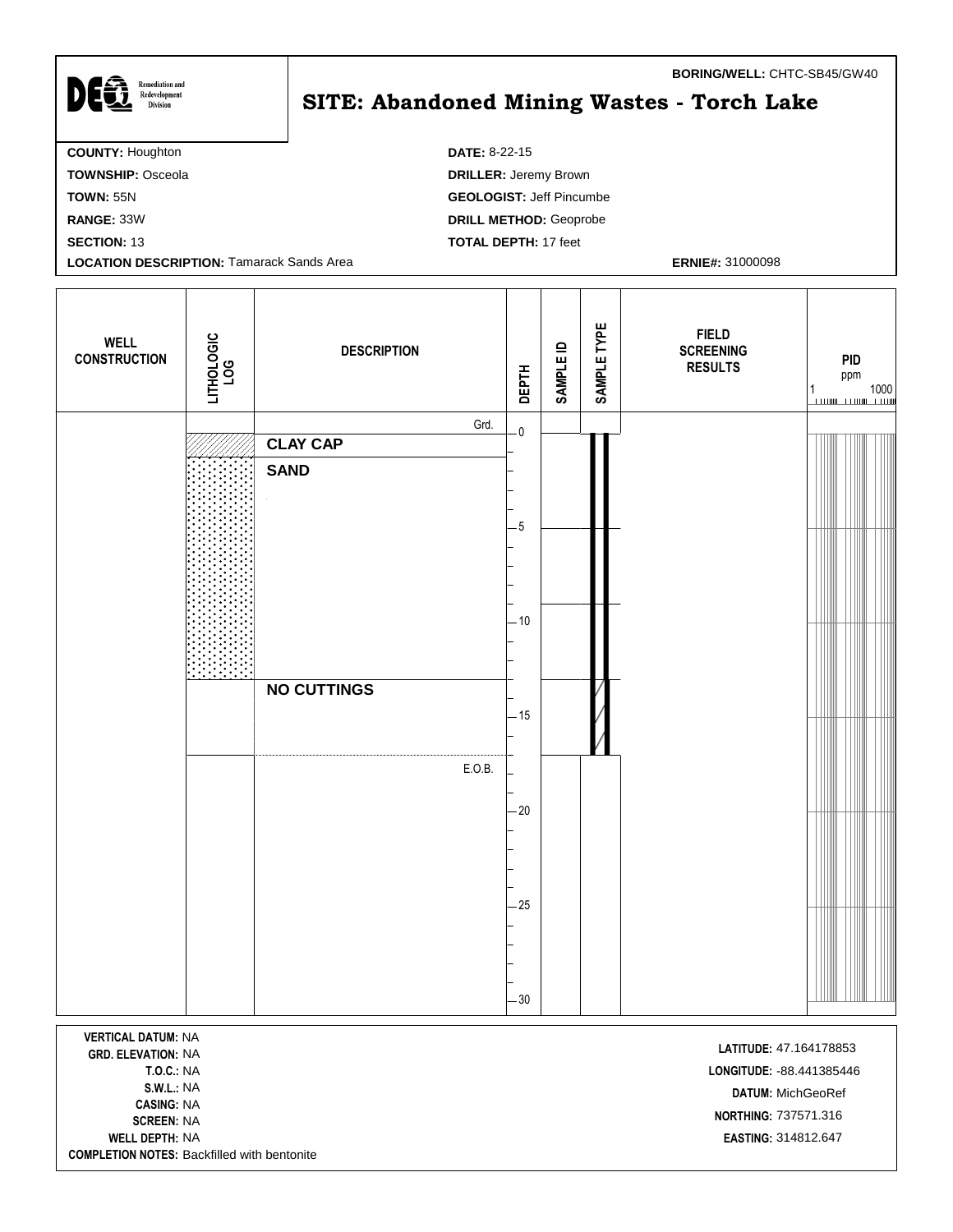**BORING/WELL:** CHTC-SB45/GW40

DEQ Remediation and Redevelopment Division

# SITE: Abandoned Mining Wastes - Torch Lake

**COUNTY:** Houghton
**TOWNSHIP:** Osceola
**TOWN:** 55N
**RANGE:** 33W
**SECTION:** 13
**LOCATION DESCRIPTION:** Tamarack Sands Area

**DATE:** 8-22-15
**DRILLER:** Jeremy Brown
**GEOLOGIST:** Jeff Pincumbe
**DRILL METHOD:** Geoprobe
**TOTAL DEPTH:** 17 feet

**ERNIE#:** 31000098

| WELL CONSTRUCTION | LITHOLOGIC LOG | DESCRIPTION | DEPTH | SAMPLE ID | SAMPLE TYPE | FIELD SCREENING RESULTS | PID ppm (1 – 1000) |
|---|---|---|---|---|---|---|---|
| | | Grd. | 0 | | | | |
| | | CLAY CAP | | | | | |
| | | SAND | 0.5–11.5 | | | | |
| | | NO CUTTINGS | 11.5–17 | | | | |
| | | E.O.B. | 17 | | | | |

**VERTICAL DATUM:** NA
**GRD. ELEVATION:** NA
**T.O.C.:** NA
**S.W.L.:** NA
**CASING:** NA
**SCREEN:** NA
**WELL DEPTH:** NA
**COMPLETION NOTES:** Backfilled with bentonite

**LATITUDE:** 47.164178853
**LONGITUDE:** -88.441385446
**DATUM:** MichGeoRef
**NORTHING:** 737571.316
**EASTING:** 314812.647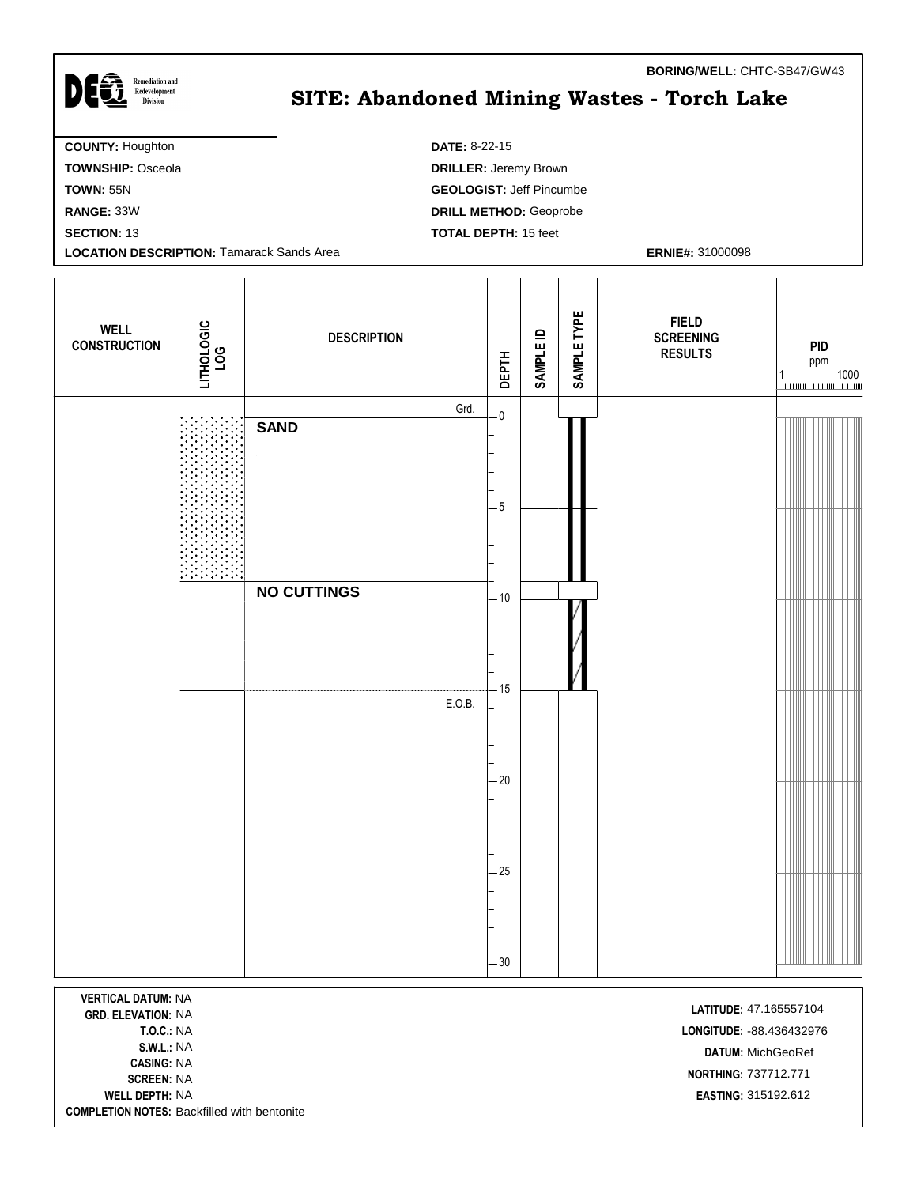**BORING/WELL:** CHTC-SB47/GW43

DEQ Remediation and Redevelopment Division

# SITE: Abandoned Mining Wastes - Torch Lake

**COUNTY:** Houghton
**TOWNSHIP:** Osceola
**TOWN:** 55N
**RANGE:** 33W
**SECTION:** 13
**LOCATION DESCRIPTION:** Tamarack Sands Area

**DATE:** 8-22-15
**DRILLER:** Jeremy Brown
**GEOLOGIST:** Jeff Pincumbe
**DRILL METHOD:** Geoprobe
**TOTAL DEPTH:** 15 feet

**ERNIE#:** 31000098

| WELL CONSTRUCTION | LITHOLOGIC LOG | DESCRIPTION | DEPTH | SAMPLE ID | SAMPLE TYPE | FIELD SCREENING RESULTS | PID ppm (1 – 1000) |
|---|---|---|---|---|---|---|---|
| | | Grd. | 0 | | | | |
| | Sand | **SAND** | 0–9 | | | | |
| | | **NO CUTTINGS** | 9–15 | | | | |
| | | E.O.B. | 15 | | | | |

**VERTICAL DATUM:** NA
**GRD. ELEVATION:** NA
**T.O.C.:** NA
**S.W.L.:** NA
**CASING:** NA
**SCREEN:** NA
**WELL DEPTH:** NA
**COMPLETION NOTES:** Backfilled with bentonite

**LATITUDE:** 47.165557104
**LONGITUDE:** -88.436432976
**DATUM:** MichGeoRef
**NORTHING:** 737712.771
**EASTING:** 315192.612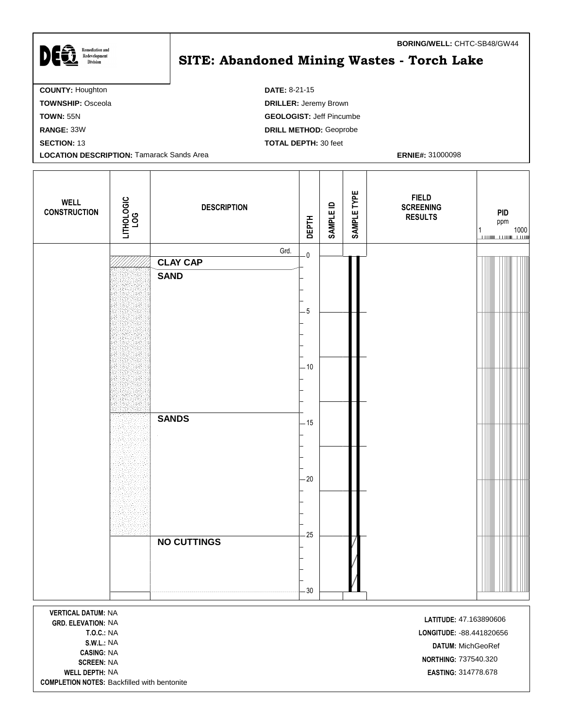DEQ Remediation and Redevelopment Division

**BORING/WELL:** CHTC-SB48/GW44

# SITE: Abandoned Mining Wastes - Torch Lake

**COUNTY:** Houghton
**TOWNSHIP:** Osceola
**TOWN:** 55N
**RANGE:** 33W
**SECTION:** 13
**LOCATION DESCRIPTION:** Tamarack Sands Area

**DATE:** 8-21-15
**DRILLER:** Jeremy Brown
**GEOLOGIST:** Jeff Pincumbe
**DRILL METHOD:** Geoprobe
**TOTAL DEPTH:** 30 feet

**ERNIE#:** 31000098

| WELL CONSTRUCTION | LITHOLOGIC LOG | DESCRIPTION | DEPTH | SAMPLE ID | SAMPLE TYPE | FIELD SCREENING RESULTS | PID ppm (1 – 1000) |
|---|---|---|---|---|---|---|---|
| | | Grd. | 0 | | | | |
| | | **CLAY CAP** | | | | | |
| | | **SAND** | 5 | | | | |
| | | | 10 | | | | |
| | | **SANDS** | 15 | | | | |
| | | | 20 | | | | |
| | | **NO CUTTINGS** | 25 | | | | |
| | | | 30 | | | | |

**VERTICAL DATUM:** NA
**GRD. ELEVATION:** NA
**T.O.C.:** NA
**S.W.L.:** NA
**CASING:** NA
**SCREEN:** NA
**WELL DEPTH:** NA
**COMPLETION NOTES:** Backfilled with bentonite

**LATITUDE:** 47.163890606
**LONGITUDE:** -88.441820656
**DATUM:** MichGeoRef
**NORTHING:** 737540.320
**EASTING:** 314778.678